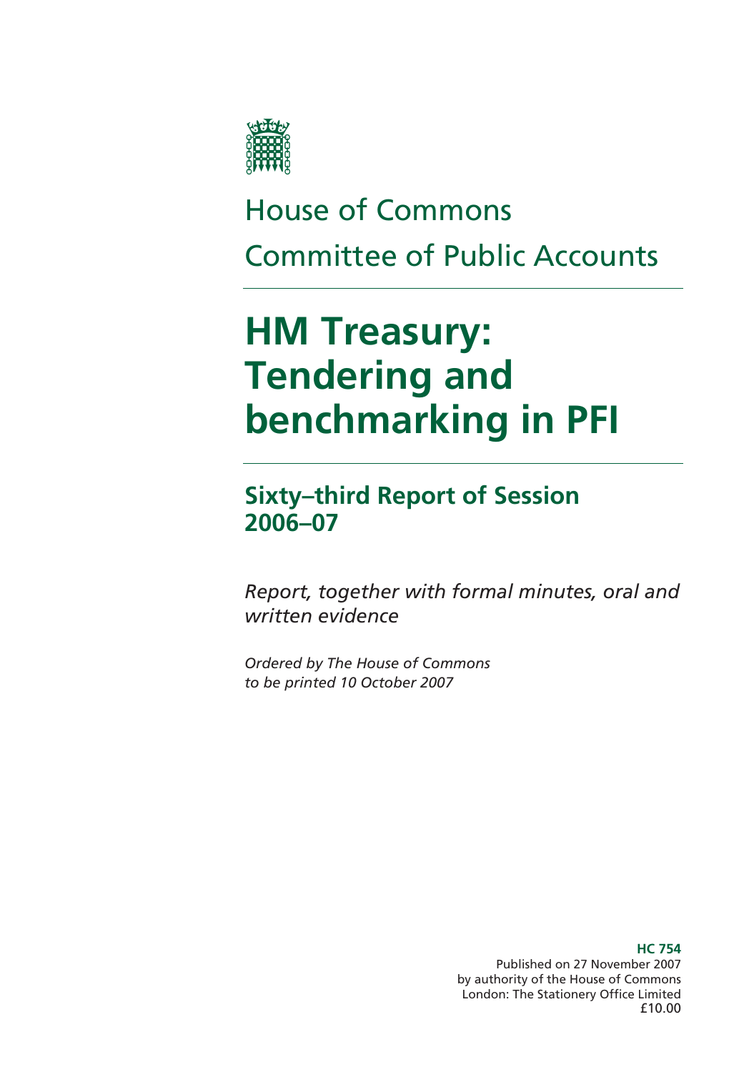House of Commons

Committee of Public Accounts

# HM Treasury: Tendering and benchmarking in PFI

## Sixty–third Report of Session 2006–07

*Report, together with formal minutes, oral and written evidence*

*Ordered by The House of Commons to be printed 10 October 2007*

**HC 754**
Published on 27 November 2007
by authority of the House of Commons
London: The Stationery Office Limited
£10.00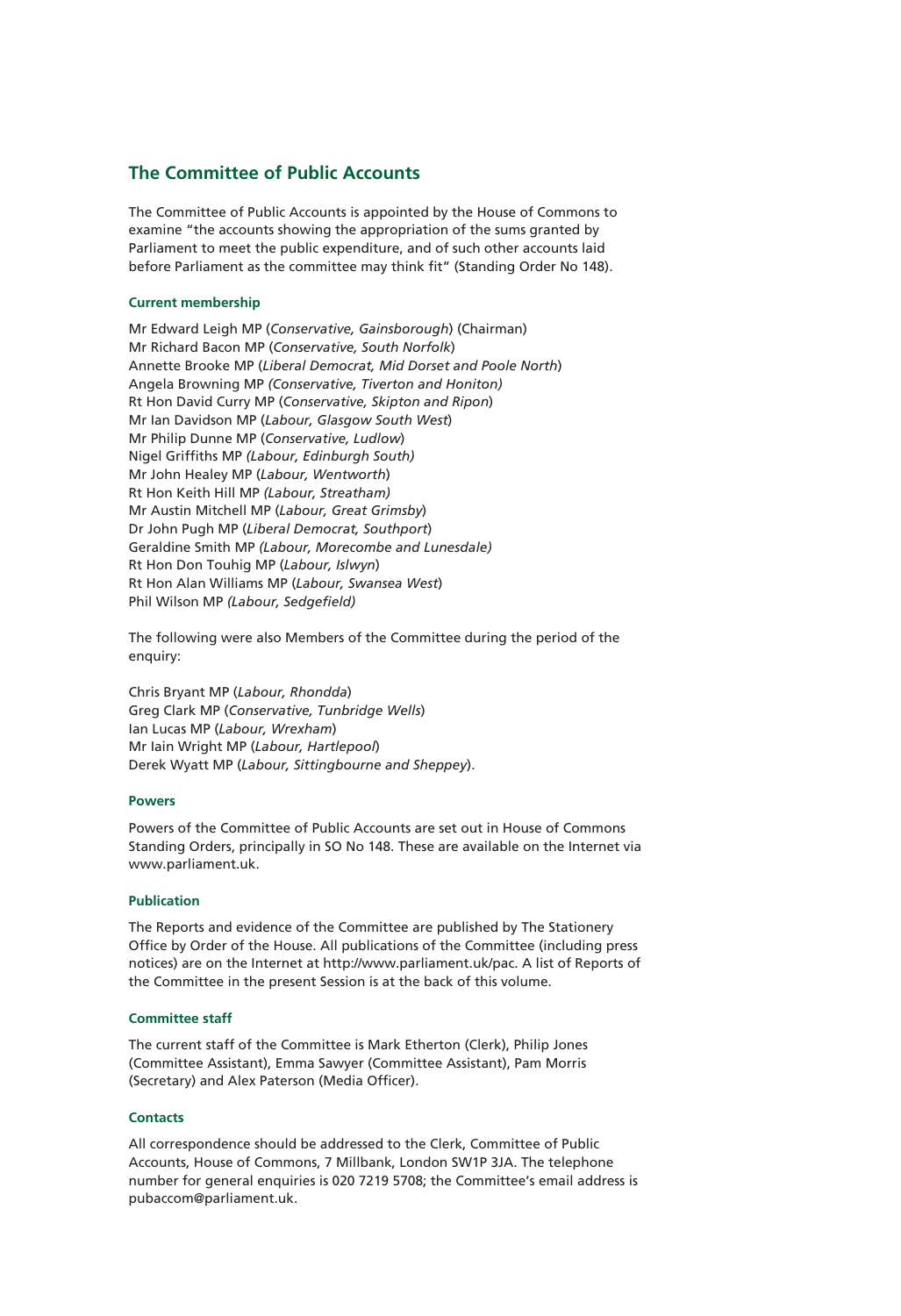## The Committee of Public Accounts

The Committee of Public Accounts is appointed by the House of Commons to examine "the accounts showing the appropriation of the sums granted by Parliament to meet the public expenditure, and of such other accounts laid before Parliament as the committee may think fit" (Standing Order No 148).

### Current membership

Mr Edward Leigh MP (*Conservative, Gainsborough*) (Chairman)  
Mr Richard Bacon MP (*Conservative, South Norfolk*)  
Annette Brooke MP (*Liberal Democrat, Mid Dorset and Poole North*)  
Angela Browning MP *(Conservative, Tiverton and Honiton)*  
Rt Hon David Curry MP (*Conservative, Skipton and Ripon*)  
Mr Ian Davidson MP (*Labour, Glasgow South West*)  
Mr Philip Dunne MP (*Conservative, Ludlow*)  
Nigel Griffiths MP *(Labour, Edinburgh South)*  
Mr John Healey MP (*Labour, Wentworth*)  
Rt Hon Keith Hill MP *(Labour, Streatham)*  
Mr Austin Mitchell MP (*Labour, Great Grimsby*)  
Dr John Pugh MP (*Liberal Democrat, Southport*)  
Geraldine Smith MP *(Labour, Morecombe and Lunesdale)*  
Rt Hon Don Touhig MP (*Labour, Islwyn*)  
Rt Hon Alan Williams MP (*Labour, Swansea West*)  
Phil Wilson MP *(Labour, Sedgefield)*

The following were also Members of the Committee during the period of the enquiry:

Chris Bryant MP (*Labour, Rhondda*)  
Greg Clark MP (*Conservative, Tunbridge Wells*)  
Ian Lucas MP (*Labour, Wrexham*)  
Mr Iain Wright MP (*Labour, Hartlepool*)  
Derek Wyatt MP (*Labour, Sittingbourne and Sheppey*).

### Powers

Powers of the Committee of Public Accounts are set out in House of Commons Standing Orders, principally in SO No 148. These are available on the Internet via www.parliament.uk.

### Publication

The Reports and evidence of the Committee are published by The Stationery Office by Order of the House. All publications of the Committee (including press notices) are on the Internet at http://www.parliament.uk/pac. A list of Reports of the Committee in the present Session is at the back of this volume.

### Committee staff

The current staff of the Committee is Mark Etherton (Clerk), Philip Jones (Committee Assistant), Emma Sawyer (Committee Assistant), Pam Morris (Secretary) and Alex Paterson (Media Officer).

### Contacts

All correspondence should be addressed to the Clerk, Committee of Public Accounts, House of Commons, 7 Millbank, London SW1P 3JA. The telephone number for general enquiries is 020 7219 5708; the Committee's email address is pubaccom@parliament.uk.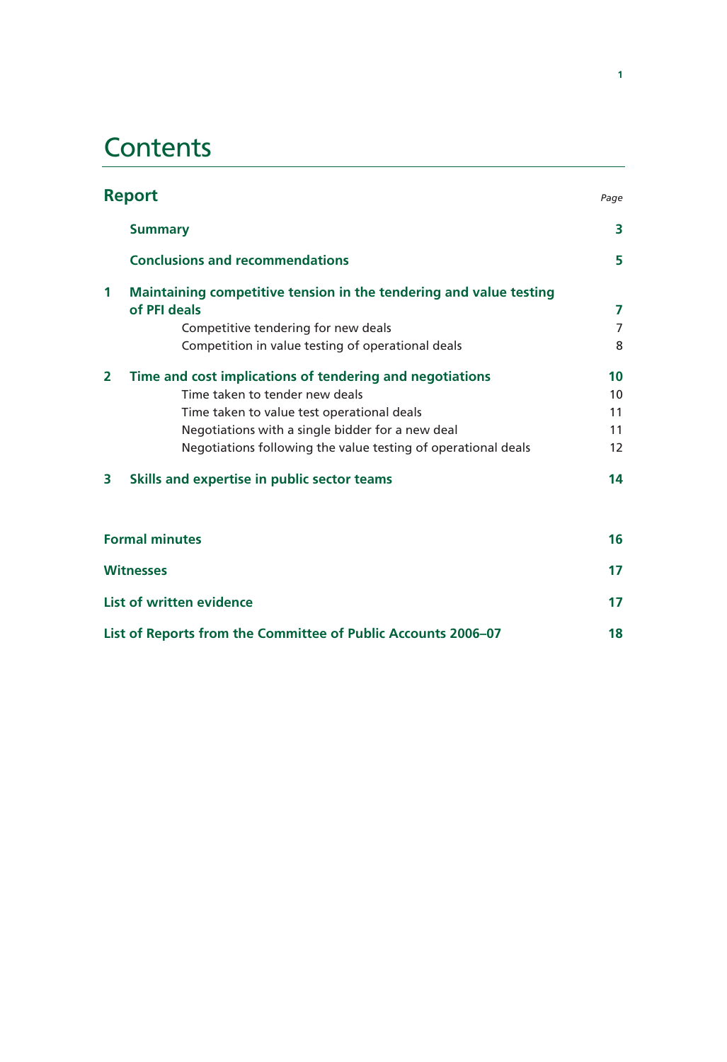# Contents

## Report

| | | Page |
|---|---|---|
| | **Summary** | **3** |
| | **Conclusions and recommendations** | **5** |
| **1** | **Maintaining competitive tension in the tendering and value testing of PFI deals** | **7** |
| | Competitive tendering for new deals | 7 |
| | Competition in value testing of operational deals | 8 |
| **2** | **Time and cost implications of tendering and negotiations** | **10** |
| | Time taken to tender new deals | 10 |
| | Time taken to value test operational deals | 11 |
| | Negotiations with a single bidder for a new deal | 11 |
| | Negotiations following the value testing of operational deals | 12 |
| **3** | **Skills and expertise in public sector teams** | **14** |

| | |
|---|---|
| **Formal minutes** | **16** |
| **Witnesses** | **17** |
| **List of written evidence** | **17** |
| **List of Reports from the Committee of Public Accounts 2006–07** | **18** |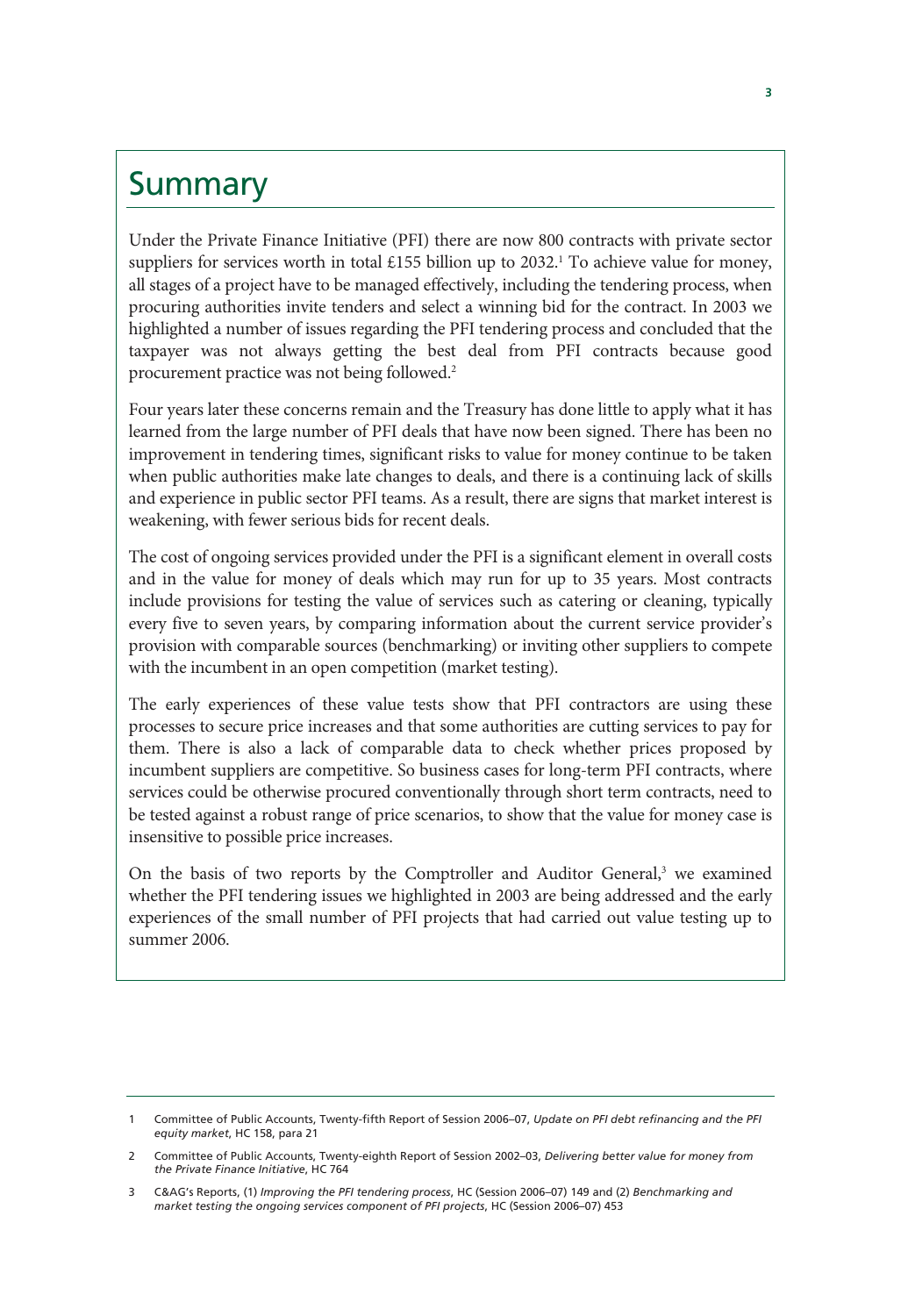# Summary

Under the Private Finance Initiative (PFI) there are now 800 contracts with private sector suppliers for services worth in total £155 billion up to 2032.[1] To achieve value for money, all stages of a project have to be managed effectively, including the tendering process, when procuring authorities invite tenders and select a winning bid for the contract. In 2003 we highlighted a number of issues regarding the PFI tendering process and concluded that the taxpayer was not always getting the best deal from PFI contracts because good procurement practice was not being followed.[2]

Four years later these concerns remain and the Treasury has done little to apply what it has learned from the large number of PFI deals that have now been signed. There has been no improvement in tendering times, significant risks to value for money continue to be taken when public authorities make late changes to deals, and there is a continuing lack of skills and experience in public sector PFI teams. As a result, there are signs that market interest is weakening, with fewer serious bids for recent deals.

The cost of ongoing services provided under the PFI is a significant element in overall costs and in the value for money of deals which may run for up to 35 years. Most contracts include provisions for testing the value of services such as catering or cleaning, typically every five to seven years, by comparing information about the current service provider's provision with comparable sources (benchmarking) or inviting other suppliers to compete with the incumbent in an open competition (market testing).

The early experiences of these value tests show that PFI contractors are using these processes to secure price increases and that some authorities are cutting services to pay for them. There is also a lack of comparable data to check whether prices proposed by incumbent suppliers are competitive. So business cases for long-term PFI contracts, where services could be otherwise procured conventionally through short term contracts, need to be tested against a robust range of price scenarios, to show that the value for money case is insensitive to possible price increases.

On the basis of two reports by the Comptroller and Auditor General,[3] we examined whether the PFI tendering issues we highlighted in 2003 are being addressed and the early experiences of the small number of PFI projects that had carried out value testing up to summer 2006.

---

1 Committee of Public Accounts, Twenty-fifth Report of Session 2006–07, *Update on PFI debt refinancing and the PFI equity market*, HC 158, para 21

2 Committee of Public Accounts, Twenty-eighth Report of Session 2002–03, *Delivering better value for money from the Private Finance Initiative*, HC 764

3 C&AG's Reports, (1) *Improving the PFI tendering process*, HC (Session 2006–07) 149 and (2) *Benchmarking and market testing the ongoing services component of PFI projects*, HC (Session 2006–07) 453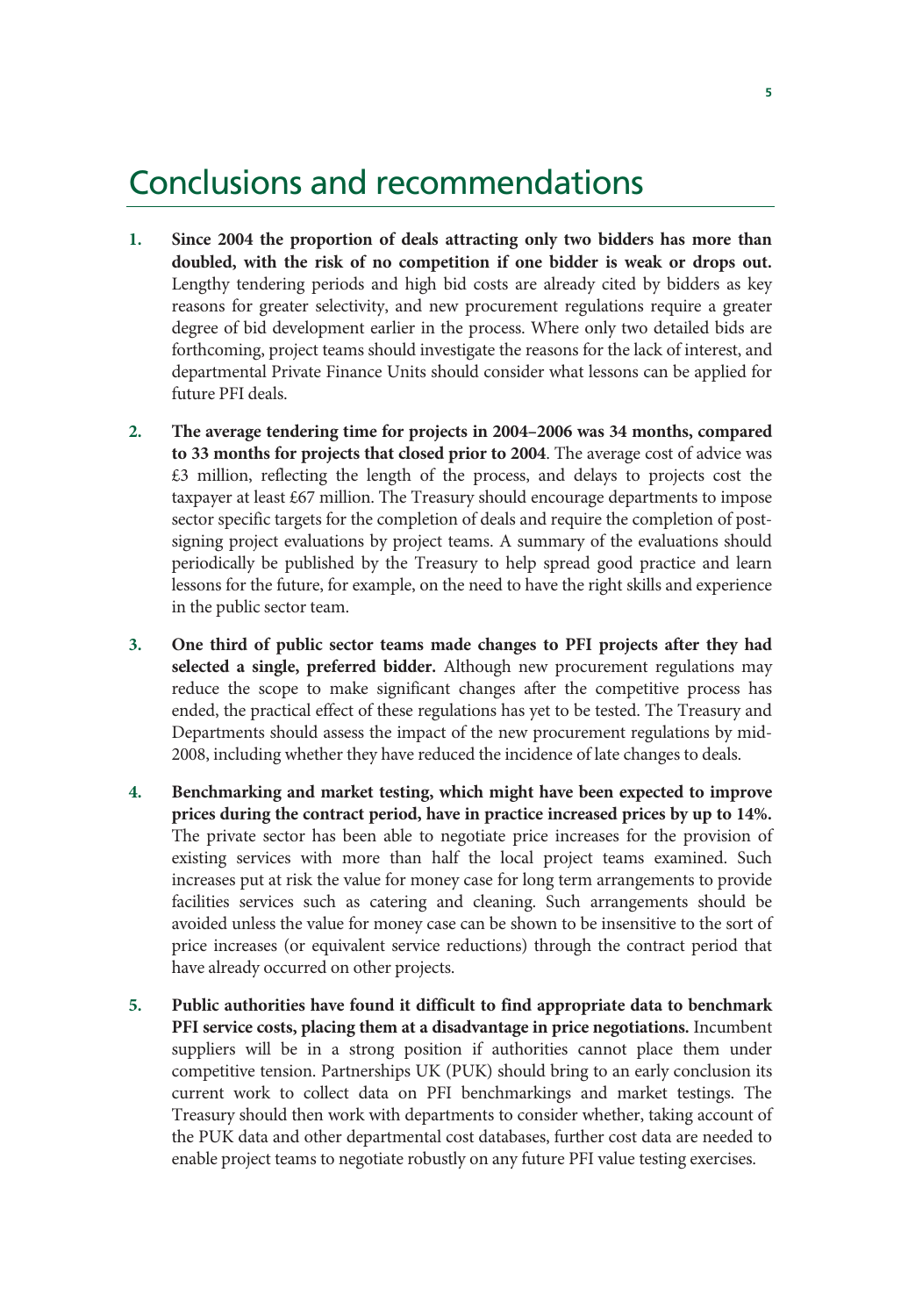# Conclusions and recommendations

1. **Since 2004 the proportion of deals attracting only two bidders has more than doubled, with the risk of no competition if one bidder is weak or drops out.** Lengthy tendering periods and high bid costs are already cited by bidders as key reasons for greater selectivity, and new procurement regulations require a greater degree of bid development earlier in the process. Where only two detailed bids are forthcoming, project teams should investigate the reasons for the lack of interest, and departmental Private Finance Units should consider what lessons can be applied for future PFI deals.

2. **The average tendering time for projects in 2004–2006 was 34 months, compared to 33 months for projects that closed prior to 2004**. The average cost of advice was £3 million, reflecting the length of the process, and delays to projects cost the taxpayer at least £67 million. The Treasury should encourage departments to impose sector specific targets for the completion of deals and require the completion of post-signing project evaluations by project teams. A summary of the evaluations should periodically be published by the Treasury to help spread good practice and learn lessons for the future, for example, on the need to have the right skills and experience in the public sector team.

3. **One third of public sector teams made changes to PFI projects after they had selected a single, preferred bidder.** Although new procurement regulations may reduce the scope to make significant changes after the competitive process has ended, the practical effect of these regulations has yet to be tested. The Treasury and Departments should assess the impact of the new procurement regulations by mid-2008, including whether they have reduced the incidence of late changes to deals.

4. **Benchmarking and market testing, which might have been expected to improve prices during the contract period, have in practice increased prices by up to 14%.** The private sector has been able to negotiate price increases for the provision of existing services with more than half the local project teams examined. Such increases put at risk the value for money case for long term arrangements to provide facilities services such as catering and cleaning. Such arrangements should be avoided unless the value for money case can be shown to be insensitive to the sort of price increases (or equivalent service reductions) through the contract period that have already occurred on other projects.

5. **Public authorities have found it difficult to find appropriate data to benchmark PFI service costs, placing them at a disadvantage in price negotiations.** Incumbent suppliers will be in a strong position if authorities cannot place them under competitive tension. Partnerships UK (PUK) should bring to an early conclusion its current work to collect data on PFI benchmarkings and market testings. The Treasury should then work with departments to consider whether, taking account of the PUK data and other departmental cost databases, further cost data are needed to enable project teams to negotiate robustly on any future PFI value testing exercises.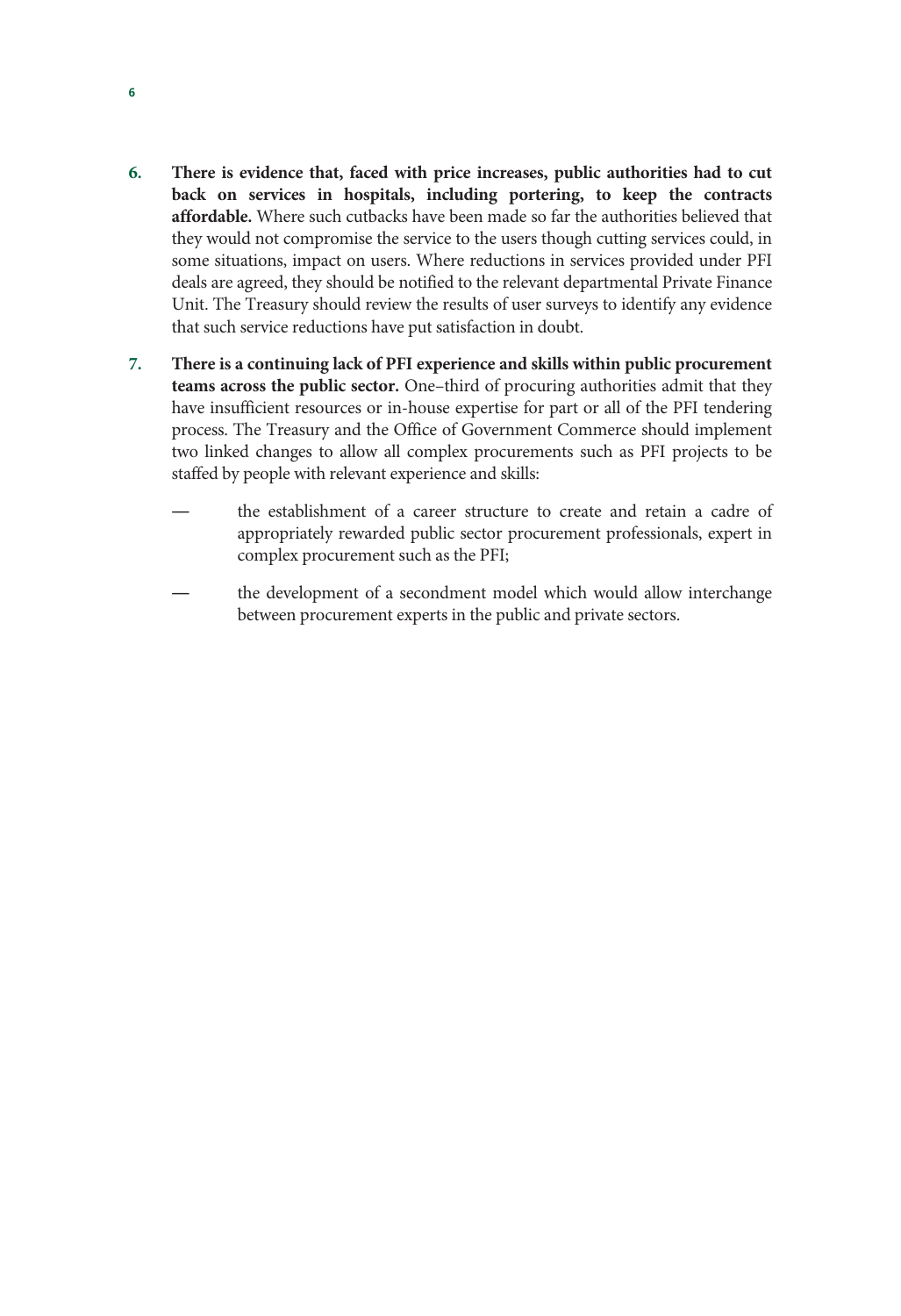6. **There is evidence that, faced with price increases, public authorities had to cut back on services in hospitals, including portering, to keep the contracts affordable.** Where such cutbacks have been made so far the authorities believed that they would not compromise the service to the users though cutting services could, in some situations, impact on users. Where reductions in services provided under PFI deals are agreed, they should be notified to the relevant departmental Private Finance Unit. The Treasury should review the results of user surveys to identify any evidence that such service reductions have put satisfaction in doubt.

7. **There is a continuing lack of PFI experience and skills within public procurement teams across the public sector.** One–third of procuring authorities admit that they have insufficient resources or in-house expertise for part or all of the PFI tendering process. The Treasury and the Office of Government Commerce should implement two linked changes to allow all complex procurements such as PFI projects to be staffed by people with relevant experience and skills:

   — the establishment of a career structure to create and retain a cadre of appropriately rewarded public sector procurement professionals, expert in complex procurement such as the PFI;

   — the development of a secondment model which would allow interchange between procurement experts in the public and private sectors.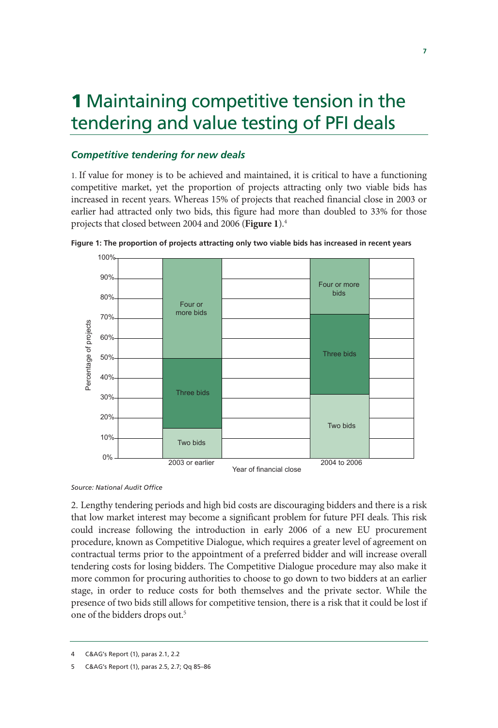# 1 Maintaining competitive tension in the tendering and value testing of PFI deals

### *Competitive tendering for new deals*

1. If value for money is to be achieved and maintained, it is critical to have a functioning competitive market, yet the proportion of projects attracting only two viable bids has increased in recent years. Whereas 15% of projects that reached financial close in 2003 or earlier had attracted only two bids, this figure had more than doubled to 33% for those projects that closed between 2004 and 2006 (**Figure 1**).[4]

**Figure 1: The proportion of projects attracting only two viable bids has increased in recent years**

| Year of financial close | Two bids | Three bids | Four or more bids |
|---|---|---|---|
| 2003 or earlier | 15% | 35% | 50% |
| 2004 to 2006 | 32% | 40% | 28% |

*Source: National Audit Office*

2. Lengthy tendering periods and high bid costs are discouraging bidders and there is a risk that low market interest may become a significant problem for future PFI deals. This risk could increase following the introduction in early 2006 of a new EU procurement procedure, known as Competitive Dialogue, which requires a greater level of agreement on contractual terms prior to the appointment of a preferred bidder and will increase overall tendering costs for losing bidders. The Competitive Dialogue procedure may also make it more common for procuring authorities to choose to go down to two bidders at an earlier stage, in order to reduce costs for both themselves and the private sector. While the presence of two bids still allows for competitive tension, there is a risk that it could be lost if one of the bidders drops out.[5]

---

4 C&AG's Report (1), paras 2.1, 2.2

5 C&AG's Report (1), paras 2.5, 2.7; Qq 85–86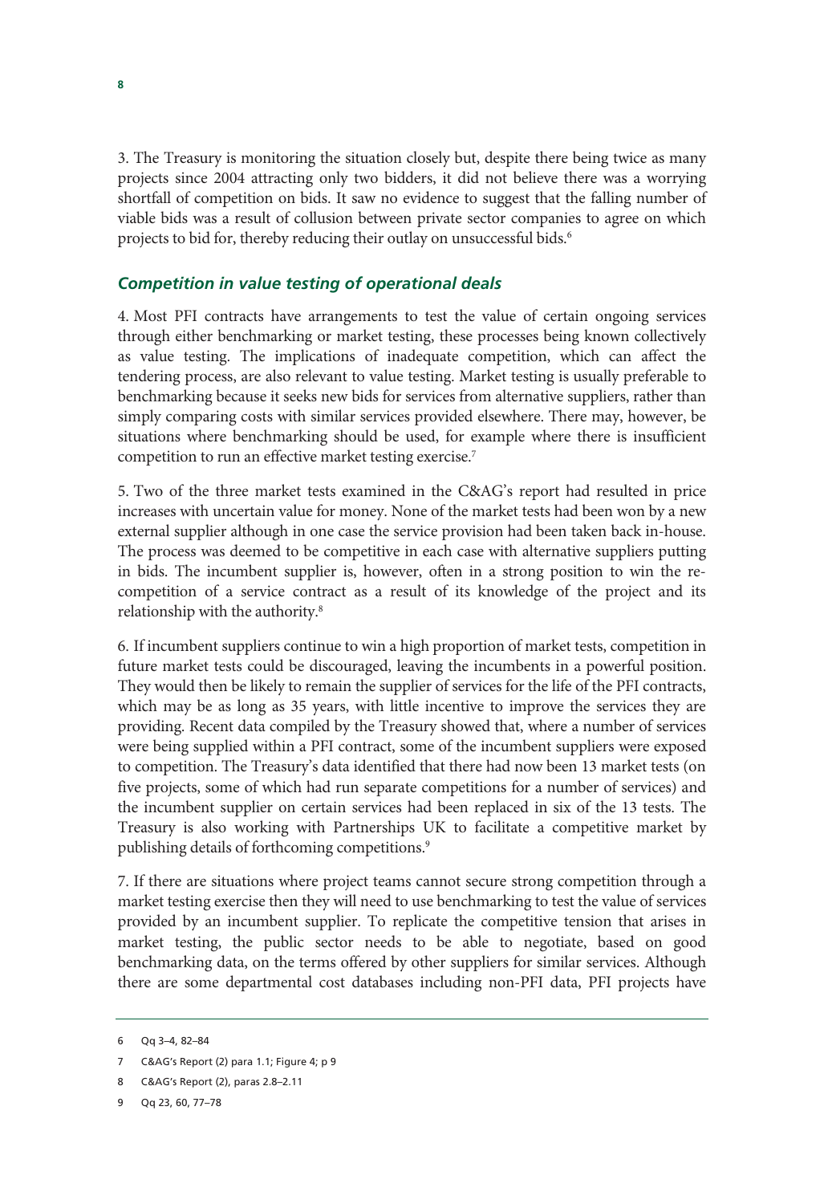3. The Treasury is monitoring the situation closely but, despite there being twice as many projects since 2004 attracting only two bidders, it did not believe there was a worrying shortfall of competition on bids. It saw no evidence to suggest that the falling number of viable bids was a result of collusion between private sector companies to agree on which projects to bid for, thereby reducing their outlay on unsuccessful bids.[6]

### *Competition in value testing of operational deals*

4. Most PFI contracts have arrangements to test the value of certain ongoing services through either benchmarking or market testing, these processes being known collectively as value testing. The implications of inadequate competition, which can affect the tendering process, are also relevant to value testing. Market testing is usually preferable to benchmarking because it seeks new bids for services from alternative suppliers, rather than simply comparing costs with similar services provided elsewhere. There may, however, be situations where benchmarking should be used, for example where there is insufficient competition to run an effective market testing exercise.[7]

5. Two of the three market tests examined in the C&AG's report had resulted in price increases with uncertain value for money. None of the market tests had been won by a new external supplier although in one case the service provision had been taken back in-house. The process was deemed to be competitive in each case with alternative suppliers putting in bids. The incumbent supplier is, however, often in a strong position to win the re-competition of a service contract as a result of its knowledge of the project and its relationship with the authority.[8]

6. If incumbent suppliers continue to win a high proportion of market tests, competition in future market tests could be discouraged, leaving the incumbents in a powerful position. They would then be likely to remain the supplier of services for the life of the PFI contracts, which may be as long as 35 years, with little incentive to improve the services they are providing. Recent data compiled by the Treasury showed that, where a number of services were being supplied within a PFI contract, some of the incumbent suppliers were exposed to competition. The Treasury's data identified that there had now been 13 market tests (on five projects, some of which had run separate competitions for a number of services) and the incumbent supplier on certain services had been replaced in six of the 13 tests. The Treasury is also working with Partnerships UK to facilitate a competitive market by publishing details of forthcoming competitions.[9]

7. If there are situations where project teams cannot secure strong competition through a market testing exercise then they will need to use benchmarking to test the value of services provided by an incumbent supplier. To replicate the competitive tension that arises in market testing, the public sector needs to be able to negotiate, based on good benchmarking data, on the terms offered by other suppliers for similar services. Although there are some departmental cost databases including non-PFI data, PFI projects have

---

6 Qq 3–4, 82–84

7 C&AG's Report (2) para 1.1; Figure 4; p 9

8 C&AG's Report (2), paras 2.8–2.11

9 Qq 23, 60, 77–78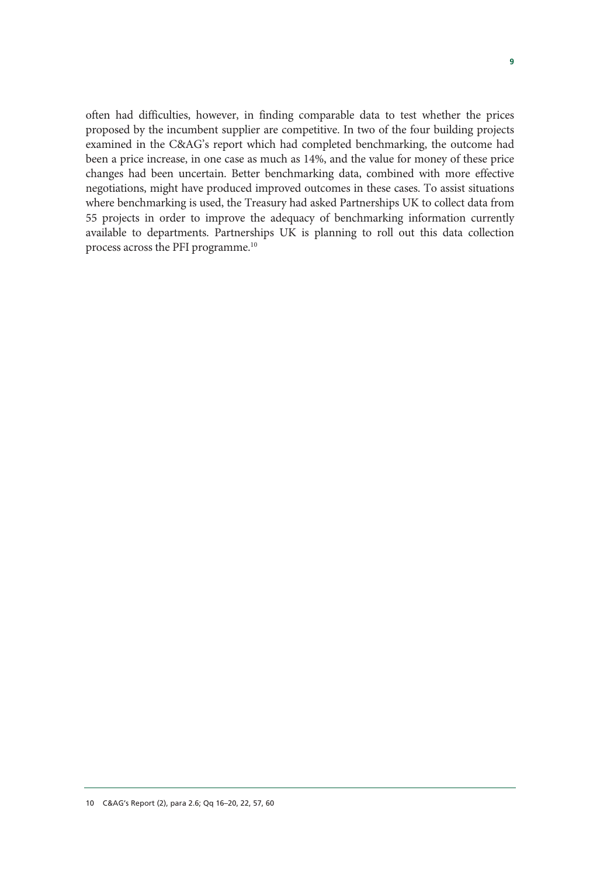often had difficulties, however, in finding comparable data to test whether the prices proposed by the incumbent supplier are competitive. In two of the four building projects examined in the C&AG's report which had completed benchmarking, the outcome had been a price increase, in one case as much as 14%, and the value for money of these price changes had been uncertain. Better benchmarking data, combined with more effective negotiations, might have produced improved outcomes in these cases. To assist situations where benchmarking is used, the Treasury had asked Partnerships UK to collect data from 55 projects in order to improve the adequacy of benchmarking information currently available to departments. Partnerships UK is planning to roll out this data collection process across the PFI programme.[10]

10 C&AG's Report (2), para 2.6; Qq 16–20, 22, 57, 60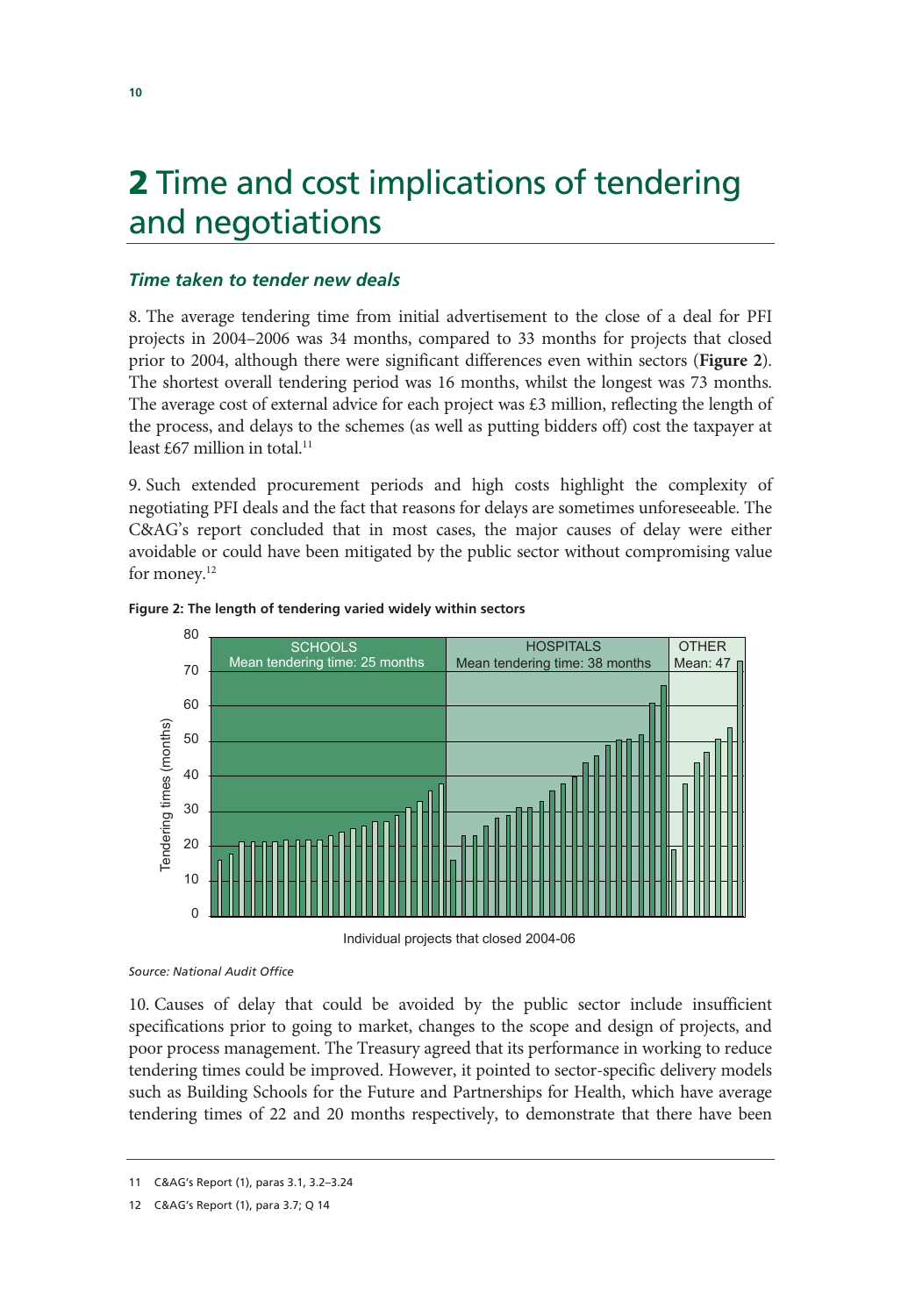# 2 Time and cost implications of tendering and negotiations

### *Time taken to tender new deals*

8. The average tendering time from initial advertisement to the close of a deal for PFI projects in 2004–2006 was 34 months, compared to 33 months for projects that closed prior to 2004, although there were significant differences even within sectors (**Figure 2**). The shortest overall tendering period was 16 months, whilst the longest was 73 months. The average cost of external advice for each project was £3 million, reflecting the length of the process, and delays to the schemes (as well as putting bidders off) cost the taxpayer at least £67 million in total.[11]

9. Such extended procurement periods and high costs highlight the complexity of negotiating PFI deals and the fact that reasons for delays are sometimes unforeseeable. The C&AG's report concluded that in most cases, the major causes of delay were either avoidable or could have been mitigated by the public sector without compromising value for money.[12]

**Figure 2: The length of tendering varied widely within sectors**

SCHOOLS — Mean tendering time: 25 months
HOSPITALS — Mean tendering time: 38 months
OTHER — Mean: 47

Tendering times (months)

Individual projects that closed 2004-06

*Source: National Audit Office*

10. Causes of delay that could be avoided by the public sector include insufficient specifications prior to going to market, changes to the scope and design of projects, and poor process management. The Treasury agreed that its performance in working to reduce tendering times could be improved. However, it pointed to sector-specific delivery models such as Building Schools for the Future and Partnerships for Health, which have average tendering times of 22 and 20 months respectively, to demonstrate that there have been

11 C&AG's Report (1), paras 3.1, 3.2–3.24

12 C&AG's Report (1), para 3.7; Q 14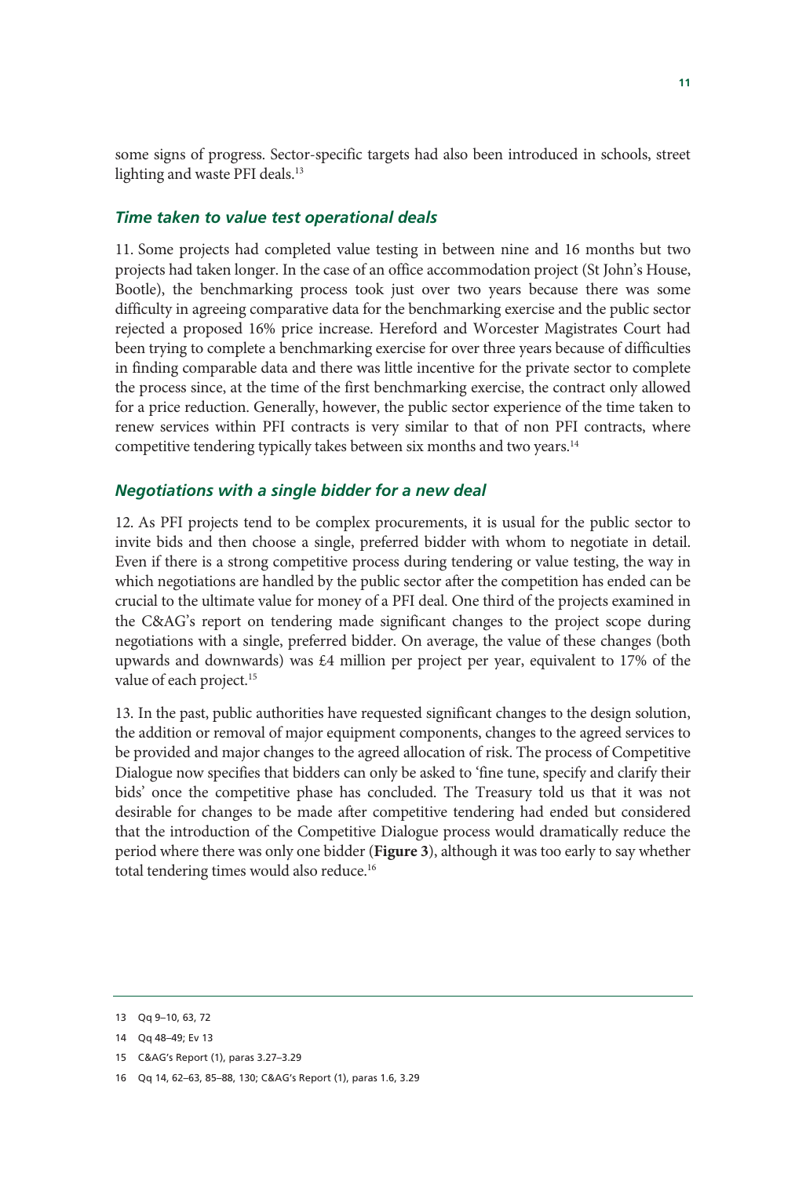some signs of progress. Sector-specific targets had also been introduced in schools, street lighting and waste PFI deals.[13]

### *Time taken to value test operational deals*

11. Some projects had completed value testing in between nine and 16 months but two projects had taken longer. In the case of an office accommodation project (St John's House, Bootle), the benchmarking process took just over two years because there was some difficulty in agreeing comparative data for the benchmarking exercise and the public sector rejected a proposed 16% price increase. Hereford and Worcester Magistrates Court had been trying to complete a benchmarking exercise for over three years because of difficulties in finding comparable data and there was little incentive for the private sector to complete the process since, at the time of the first benchmarking exercise, the contract only allowed for a price reduction. Generally, however, the public sector experience of the time taken to renew services within PFI contracts is very similar to that of non PFI contracts, where competitive tendering typically takes between six months and two years.[14]

### *Negotiations with a single bidder for a new deal*

12. As PFI projects tend to be complex procurements, it is usual for the public sector to invite bids and then choose a single, preferred bidder with whom to negotiate in detail. Even if there is a strong competitive process during tendering or value testing, the way in which negotiations are handled by the public sector after the competition has ended can be crucial to the ultimate value for money of a PFI deal. One third of the projects examined in the C&AG's report on tendering made significant changes to the project scope during negotiations with a single, preferred bidder. On average, the value of these changes (both upwards and downwards) was £4 million per project per year, equivalent to 17% of the value of each project.[15]

13. In the past, public authorities have requested significant changes to the design solution, the addition or removal of major equipment components, changes to the agreed services to be provided and major changes to the agreed allocation of risk. The process of Competitive Dialogue now specifies that bidders can only be asked to 'fine tune, specify and clarify their bids' once the competitive phase has concluded. The Treasury told us that it was not desirable for changes to be made after competitive tendering had ended but considered that the introduction of the Competitive Dialogue process would dramatically reduce the period where there was only one bidder (**Figure 3**), although it was too early to say whether total tendering times would also reduce.[16]

---

13 Qq 9–10, 63, 72

14 Qq 48–49; Ev 13

15 C&AG's Report (1), paras 3.27–3.29

16 Qq 14, 62–63, 85–88, 130; C&AG's Report (1), paras 1.6, 3.29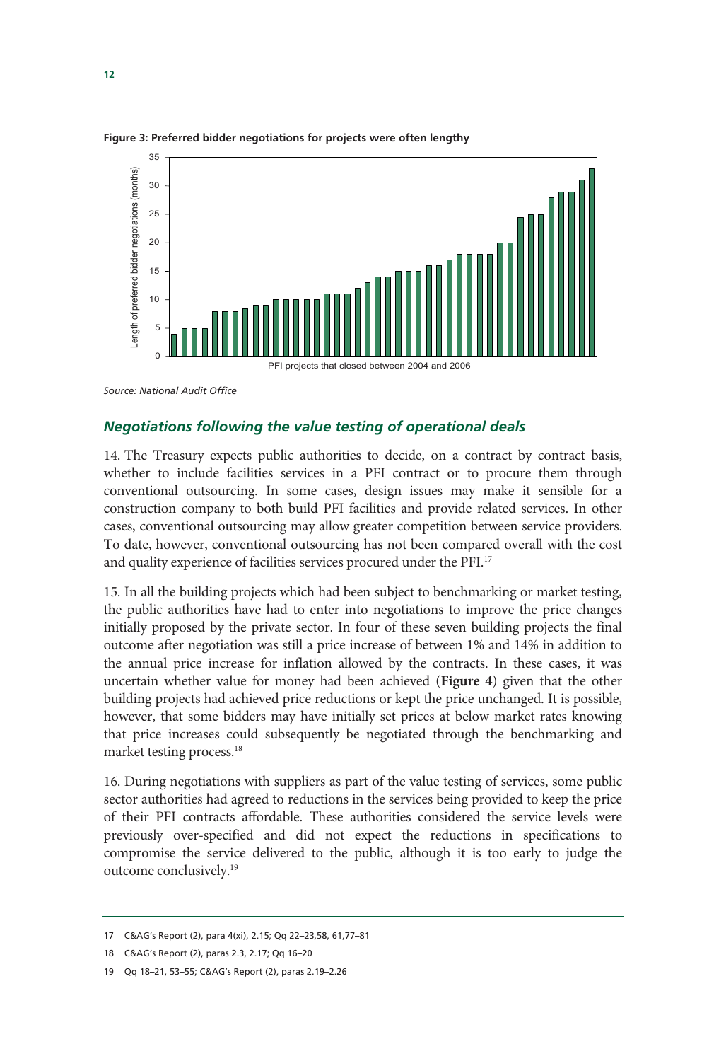**Figure 3: Preferred bidder negotiations for projects were often lengthy**

*Source: National Audit Office*

### *Negotiations following the value testing of operational deals*

14. The Treasury expects public authorities to decide, on a contract by contract basis, whether to include facilities services in a PFI contract or to procure them through conventional outsourcing. In some cases, design issues may make it sensible for a construction company to both build PFI facilities and provide related services. In other cases, conventional outsourcing may allow greater competition between service providers. To date, however, conventional outsourcing has not been compared overall with the cost and quality experience of facilities services procured under the PFI.[17]

15. In all the building projects which had been subject to benchmarking or market testing, the public authorities have had to enter into negotiations to improve the price changes initially proposed by the private sector. In four of these seven building projects the final outcome after negotiation was still a price increase of between 1% and 14% in addition to the annual price increase for inflation allowed by the contracts. In these cases, it was uncertain whether value for money had been achieved (**Figure 4**) given that the other building projects had achieved price reductions or kept the price unchanged. It is possible, however, that some bidders may have initially set prices at below market rates knowing that price increases could subsequently be negotiated through the benchmarking and market testing process.[18]

16. During negotiations with suppliers as part of the value testing of services, some public sector authorities had agreed to reductions in the services being provided to keep the price of their PFI contracts affordable. These authorities considered the service levels were previously over-specified and did not expect the reductions in specifications to compromise the service delivered to the public, although it is too early to judge the outcome conclusively.[19]

---

17 C&AG's Report (2), para 4(xi), 2.15; Qq 22–23,58, 61,77–81

18 C&AG's Report (2), paras 2.3, 2.17; Qq 16–20

19 Qq 18–21, 53–55; C&AG's Report (2), paras 2.19–2.26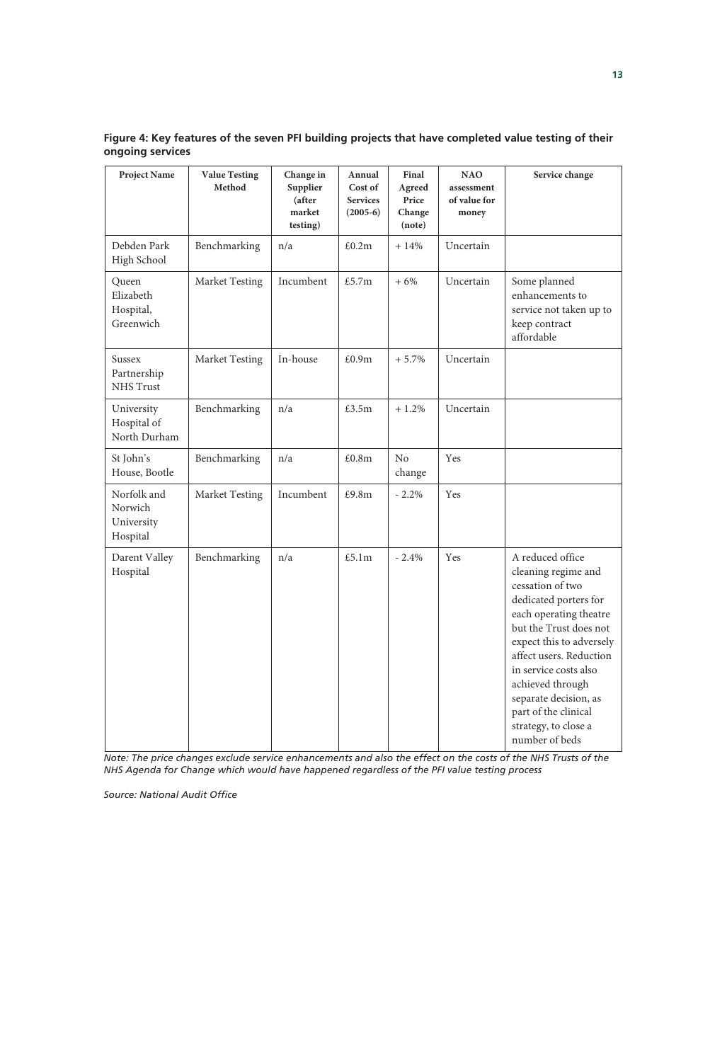**Figure 4: Key features of the seven PFI building projects that have completed value testing of their ongoing services**

| Project Name | Value Testing Method | Change in Supplier (after market testing) | Annual Cost of Services (2005-6) | Final Agreed Price Change (note) | NAO assessment of value for money | Service change |
|---|---|---|---|---|---|---|
| Debden Park High School | Benchmarking | n/a | £0.2m | + 14% | Uncertain | |
| Queen Elizabeth Hospital, Greenwich | Market Testing | Incumbent | £5.7m | + 6% | Uncertain | Some planned enhancements to service not taken up to keep contract affordable |
| Sussex Partnership NHS Trust | Market Testing | In-house | £0.9m | + 5.7% | Uncertain | |
| University Hospital of North Durham | Benchmarking | n/a | £3.5m | + 1.2% | Uncertain | |
| St John's House, Bootle | Benchmarking | n/a | £0.8m | No change | Yes | |
| Norfolk and Norwich University Hospital | Market Testing | Incumbent | £9.8m | - 2.2% | Yes | |
| Darent Valley Hospital | Benchmarking | n/a | £5.1m | - 2.4% | Yes | A reduced office cleaning regime and cessation of two dedicated porters for each operating theatre but the Trust does not expect this to adversely affect users. Reduction in service costs also achieved through separate decision, as part of the clinical strategy, to close a number of beds |

*Note: The price changes exclude service enhancements and also the effect on the costs of the NHS Trusts of the NHS Agenda for Change which would have happened regardless of the PFI value testing process*

*Source: National Audit Office*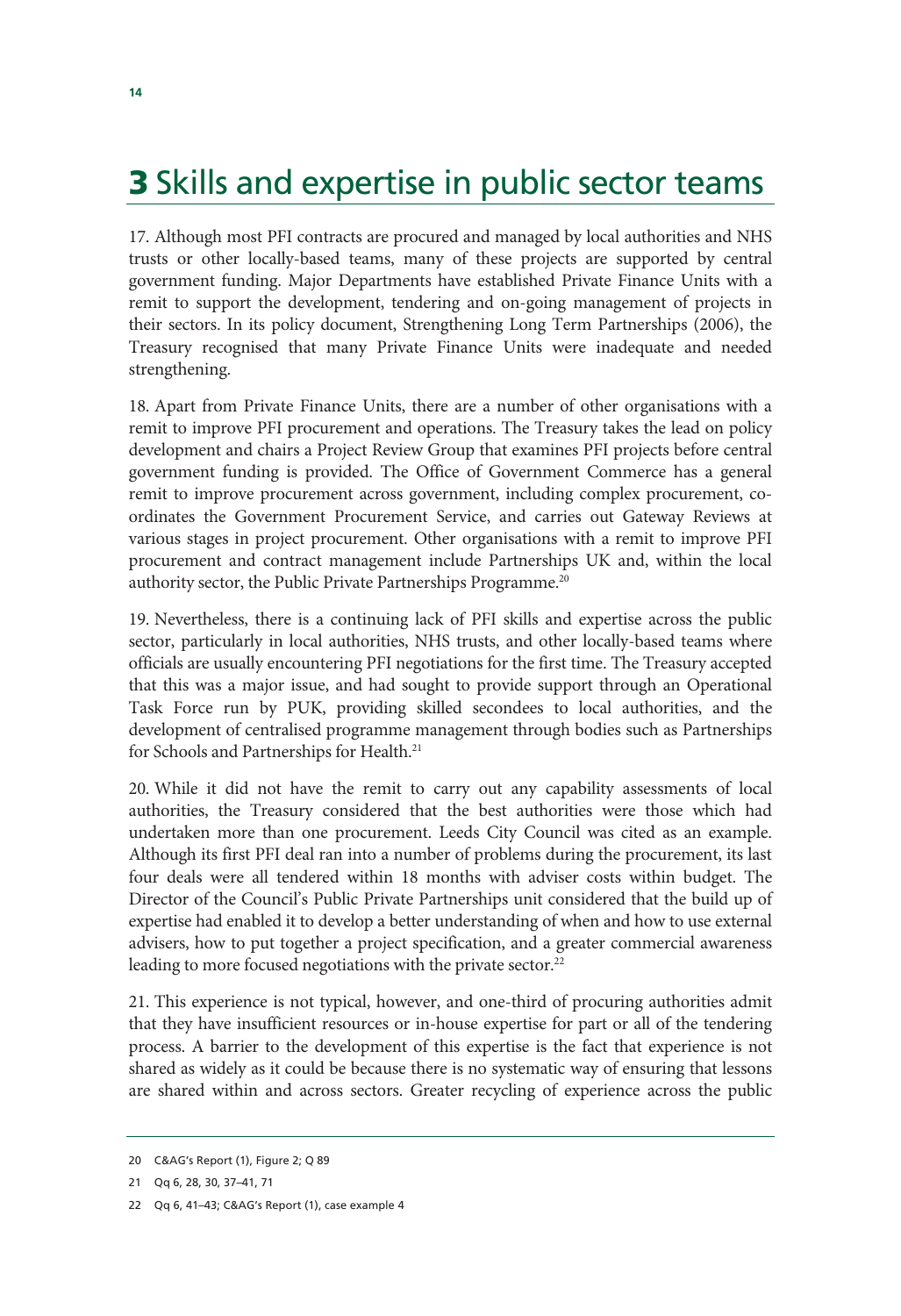# 3 Skills and expertise in public sector teams

17. Although most PFI contracts are procured and managed by local authorities and NHS trusts or other locally-based teams, many of these projects are supported by central government funding. Major Departments have established Private Finance Units with a remit to support the development, tendering and on-going management of projects in their sectors. In its policy document, Strengthening Long Term Partnerships (2006), the Treasury recognised that many Private Finance Units were inadequate and needed strengthening.

18. Apart from Private Finance Units, there are a number of other organisations with a remit to improve PFI procurement and operations. The Treasury takes the lead on policy development and chairs a Project Review Group that examines PFI projects before central government funding is provided. The Office of Government Commerce has a general remit to improve procurement across government, including complex procurement, co-ordinates the Government Procurement Service, and carries out Gateway Reviews at various stages in project procurement. Other organisations with a remit to improve PFI procurement and contract management include Partnerships UK and, within the local authority sector, the Public Private Partnerships Programme.[20]

19. Nevertheless, there is a continuing lack of PFI skills and expertise across the public sector, particularly in local authorities, NHS trusts, and other locally-based teams where officials are usually encountering PFI negotiations for the first time. The Treasury accepted that this was a major issue, and had sought to provide support through an Operational Task Force run by PUK, providing skilled secondees to local authorities, and the development of centralised programme management through bodies such as Partnerships for Schools and Partnerships for Health.[21]

20. While it did not have the remit to carry out any capability assessments of local authorities, the Treasury considered that the best authorities were those which had undertaken more than one procurement. Leeds City Council was cited as an example. Although its first PFI deal ran into a number of problems during the procurement, its last four deals were all tendered within 18 months with adviser costs within budget. The Director of the Council's Public Private Partnerships unit considered that the build up of expertise had enabled it to develop a better understanding of when and how to use external advisers, how to put together a project specification, and a greater commercial awareness leading to more focused negotiations with the private sector.[22]

21. This experience is not typical, however, and one-third of procuring authorities admit that they have insufficient resources or in-house expertise for part or all of the tendering process. A barrier to the development of this expertise is the fact that experience is not shared as widely as it could be because there is no systematic way of ensuring that lessons are shared within and across sectors. Greater recycling of experience across the public

20 C&AG's Report (1), Figure 2; Q 89

21 Qq 6, 28, 30, 37–41, 71

22 Qq 6, 41–43; C&AG's Report (1), case example 4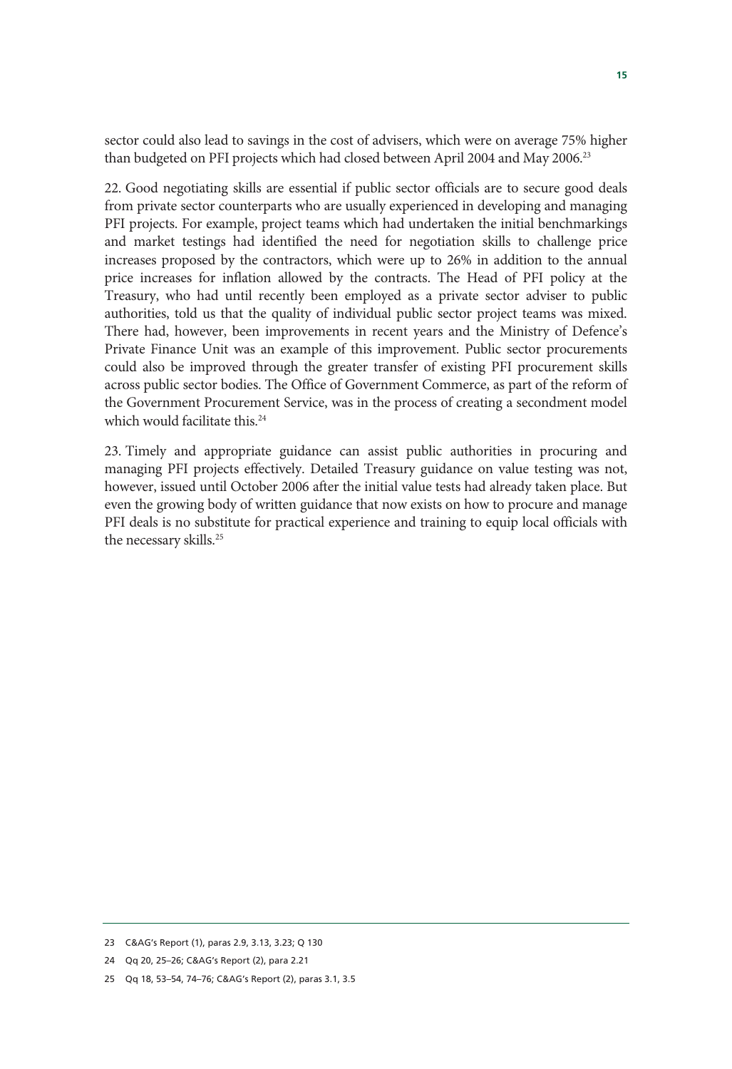sector could also lead to savings in the cost of advisers, which were on average 75% higher than budgeted on PFI projects which had closed between April 2004 and May 2006.[23]

22. Good negotiating skills are essential if public sector officials are to secure good deals from private sector counterparts who are usually experienced in developing and managing PFI projects. For example, project teams which had undertaken the initial benchmarkings and market testings had identified the need for negotiation skills to challenge price increases proposed by the contractors, which were up to 26% in addition to the annual price increases for inflation allowed by the contracts. The Head of PFI policy at the Treasury, who had until recently been employed as a private sector adviser to public authorities, told us that the quality of individual public sector project teams was mixed. There had, however, been improvements in recent years and the Ministry of Defence's Private Finance Unit was an example of this improvement. Public sector procurements could also be improved through the greater transfer of existing PFI procurement skills across public sector bodies. The Office of Government Commerce, as part of the reform of the Government Procurement Service, was in the process of creating a secondment model which would facilitate this.[24]

23. Timely and appropriate guidance can assist public authorities in procuring and managing PFI projects effectively. Detailed Treasury guidance on value testing was not, however, issued until October 2006 after the initial value tests had already taken place. But even the growing body of written guidance that now exists on how to procure and manage PFI deals is no substitute for practical experience and training to equip local officials with the necessary skills.[25]

---

23 C&AG's Report (1), paras 2.9, 3.13, 3.23; Q 130

24 Qq 20, 25–26; C&AG's Report (2), para 2.21

25 Qq 18, 53–54, 74–76; C&AG's Report (2), paras 3.1, 3.5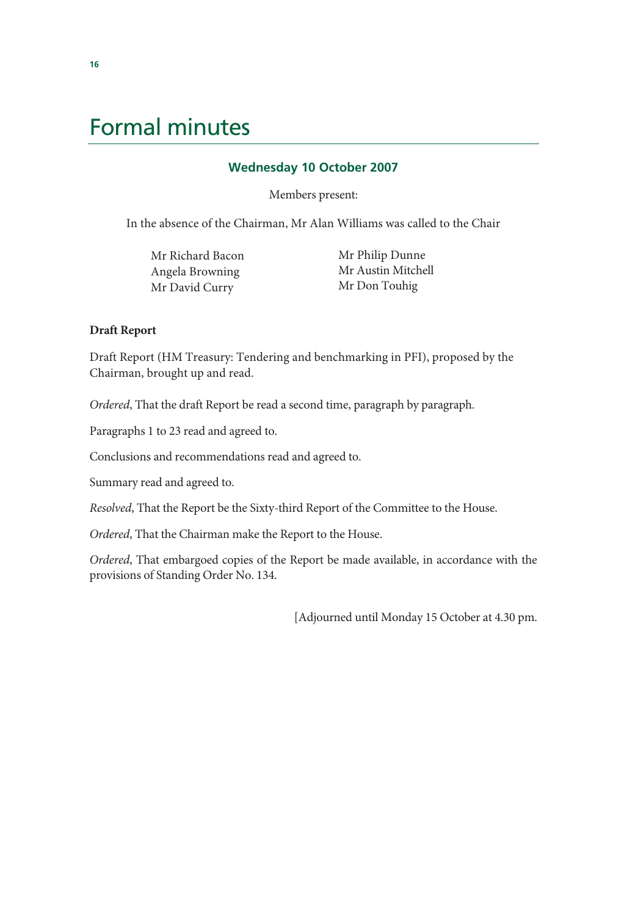# Formal minutes

### Wednesday 10 October 2007

Members present:

In the absence of the Chairman, Mr Alan Williams was called to the Chair

Mr Richard Bacon
Angela Browning
Mr David Curry
Mr Philip Dunne
Mr Austin Mitchell
Mr Don Touhig

**Draft Report**

Draft Report (HM Treasury: Tendering and benchmarking in PFI), proposed by the Chairman, brought up and read.

*Ordered*, That the draft Report be read a second time, paragraph by paragraph.

Paragraphs 1 to 23 read and agreed to.

Conclusions and recommendations read and agreed to.

Summary read and agreed to.

*Resolved*, That the Report be the Sixty-third Report of the Committee to the House.

*Ordered*, That the Chairman make the Report to the House.

*Ordered*, That embargoed copies of the Report be made available, in accordance with the provisions of Standing Order No. 134.

[Adjourned until Monday 15 October at 4.30 pm.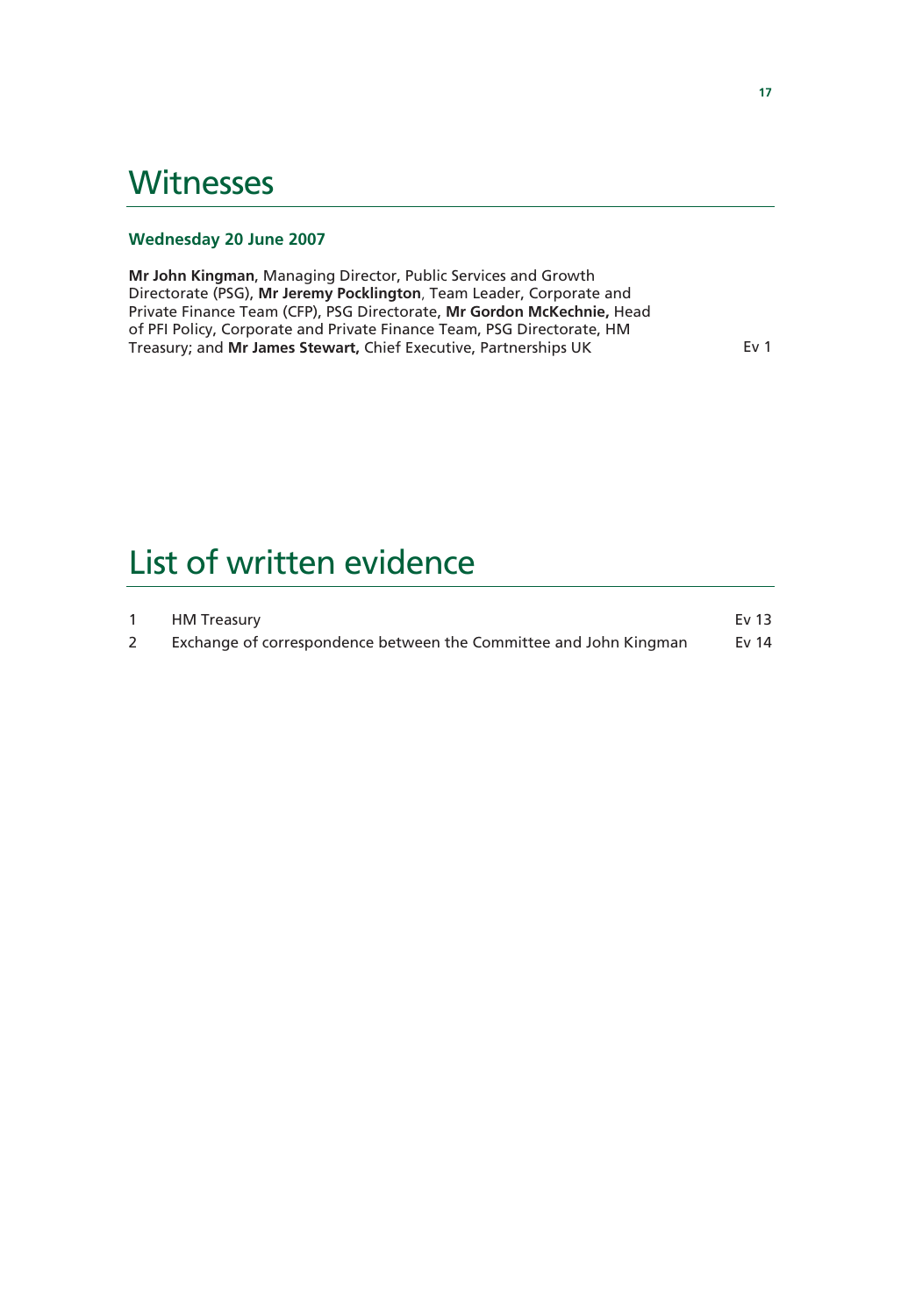# Witnesses

### Wednesday 20 June 2007

**Mr John Kingman**, Managing Director, Public Services and Growth Directorate (PSG), **Mr Jeremy Pocklington**, Team Leader, Corporate and Private Finance Team (CFP), PSG Directorate, **Mr Gordon McKechnie,** Head of PFI Policy, Corporate and Private Finance Team, PSG Directorate, HM Treasury; and **Mr James Stewart,** Chief Executive, Partnerships UK — Ev 1

# List of written evidence

| | | |
|---|---|---|
| 1 | HM Treasury | Ev 13 |
| 2 | Exchange of correspondence between the Committee and John Kingman | Ev 14 |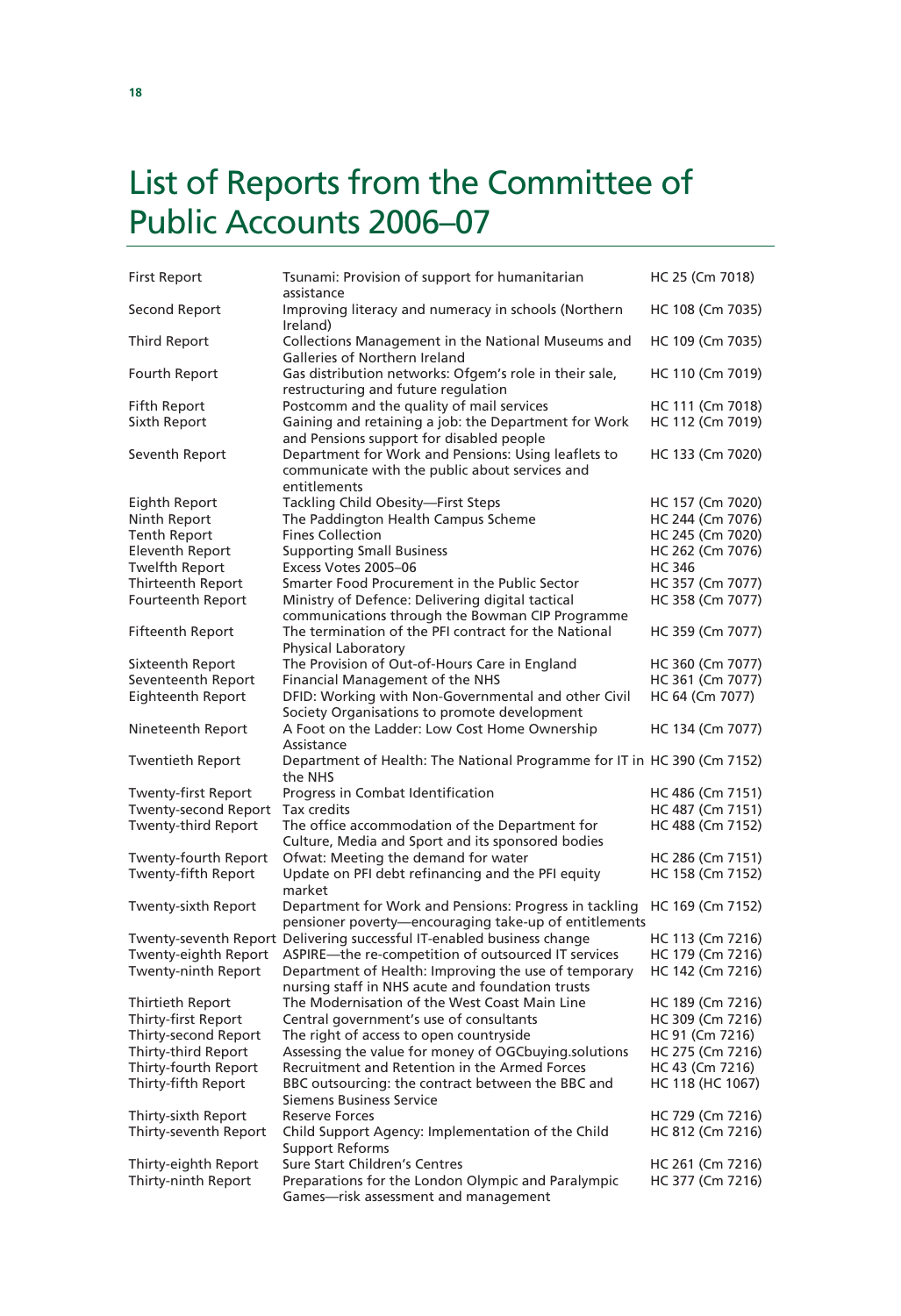# List of Reports from the Committee of Public Accounts 2006–07

| | | |
|---|---|---|
| First Report | Tsunami: Provision of support for humanitarian assistance | HC 25 (Cm 7018) |
| Second Report | Improving literacy and numeracy in schools (Northern Ireland) | HC 108 (Cm 7035) |
| Third Report | Collections Management in the National Museums and Galleries of Northern Ireland | HC 109 (Cm 7035) |
| Fourth Report | Gas distribution networks: Ofgem's role in their sale, restructuring and future regulation | HC 110 (Cm 7019) |
| Fifth Report | Postcomm and the quality of mail services | HC 111 (Cm 7018) |
| Sixth Report | Gaining and retaining a job: the Department for Work and Pensions support for disabled people | HC 112 (Cm 7019) |
| Seventh Report | Department for Work and Pensions: Using leaflets to communicate with the public about services and entitlements | HC 133 (Cm 7020) |
| Eighth Report | Tackling Child Obesity—First Steps | HC 157 (Cm 7020) |
| Ninth Report | The Paddington Health Campus Scheme | HC 244 (Cm 7076) |
| Tenth Report | Fines Collection | HC 245 (Cm 7020) |
| Eleventh Report | Supporting Small Business | HC 262 (Cm 7076) |
| Twelfth Report | Excess Votes 2005–06 | HC 346 |
| Thirteenth Report | Smarter Food Procurement in the Public Sector | HC 357 (Cm 7077) |
| Fourteenth Report | Ministry of Defence: Delivering digital tactical communications through the Bowman CIP Programme | HC 358 (Cm 7077) |
| Fifteenth Report | The termination of the PFI contract for the National Physical Laboratory | HC 359 (Cm 7077) |
| Sixteenth Report | The Provision of Out-of-Hours Care in England | HC 360 (Cm 7077) |
| Seventeenth Report | Financial Management of the NHS | HC 361 (Cm 7077) |
| Eighteenth Report | DFID: Working with Non-Governmental and other Civil Society Organisations to promote development | HC 64 (Cm 7077) |
| Nineteenth Report | A Foot on the Ladder: Low Cost Home Ownership Assistance | HC 134 (Cm 7077) |
| Twentieth Report | Department of Health: The National Programme for IT in the NHS | HC 390 (Cm 7152) |
| Twenty-first Report | Progress in Combat Identification | HC 486 (Cm 7151) |
| Twenty-second Report | Tax credits | HC 487 (Cm 7151) |
| Twenty-third Report | The office accommodation of the Department for Culture, Media and Sport and its sponsored bodies | HC 488 (Cm 7152) |
| Twenty-fourth Report | Ofwat: Meeting the demand for water | HC 286 (Cm 7151) |
| Twenty-fifth Report | Update on PFI debt refinancing and the PFI equity market | HC 158 (Cm 7152) |
| Twenty-sixth Report | Department for Work and Pensions: Progress in tackling pensioner poverty—encouraging take-up of entitlements | HC 169 (Cm 7152) |
| Twenty-seventh Report | Delivering successful IT-enabled business change | HC 113 (Cm 7216) |
| Twenty-eighth Report | ASPIRE—the re-competition of outsourced IT services | HC 179 (Cm 7216) |
| Twenty-ninth Report | Department of Health: Improving the use of temporary nursing staff in NHS acute and foundation trusts | HC 142 (Cm 7216) |
| Thirtieth Report | The Modernisation of the West Coast Main Line | HC 189 (Cm 7216) |
| Thirty-first Report | Central government's use of consultants | HC 309 (Cm 7216) |
| Thirty-second Report | The right of access to open countryside | HC 91 (Cm 7216) |
| Thirty-third Report | Assessing the value for money of OGCbuying.solutions | HC 275 (Cm 7216) |
| Thirty-fourth Report | Recruitment and Retention in the Armed Forces | HC 43 (Cm 7216) |
| Thirty-fifth Report | BBC outsourcing: the contract between the BBC and Siemens Business Service | HC 118 (HC 1067) |
| Thirty-sixth Report | Reserve Forces | HC 729 (Cm 7216) |
| Thirty-seventh Report | Child Support Agency: Implementation of the Child Support Reforms | HC 812 (Cm 7216) |
| Thirty-eighth Report | Sure Start Children's Centres | HC 261 (Cm 7216) |
| Thirty-ninth Report | Preparations for the London Olympic and Paralympic Games—risk assessment and management | HC 377 (Cm 7216) |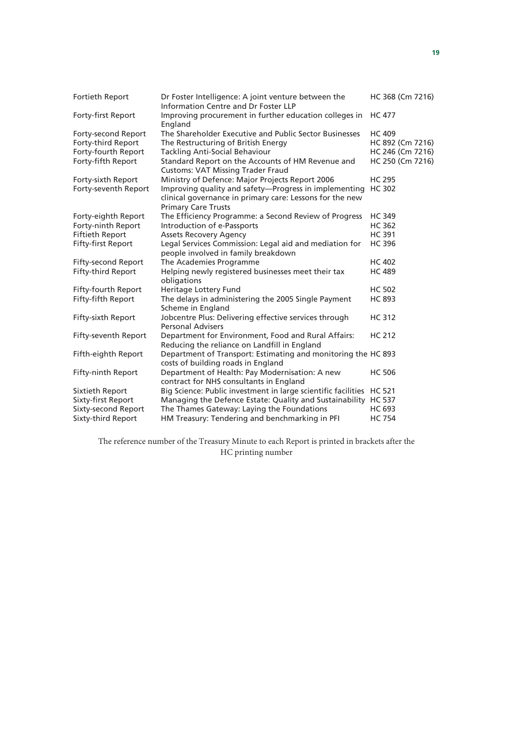| | | |
|---|---|---|
| Fortieth Report | Dr Foster Intelligence: A joint venture between the Information Centre and Dr Foster LLP | HC 368 (Cm 7216) |
| Forty-first Report | Improving procurement in further education colleges in England | HC 477 |
| Forty-second Report | The Shareholder Executive and Public Sector Businesses | HC 409 |
| Forty-third Report | The Restructuring of British Energy | HC 892 (Cm 7216) |
| Forty-fourth Report | Tackling Anti-Social Behaviour | HC 246 (Cm 7216) |
| Forty-fifth Report | Standard Report on the Accounts of HM Revenue and Customs: VAT Missing Trader Fraud | HC 250 (Cm 7216) |
| Forty-sixth Report | Ministry of Defence: Major Projects Report 2006 | HC 295 |
| Forty-seventh Report | Improving quality and safety—Progress in implementing clinical governance in primary care: Lessons for the new Primary Care Trusts | HC 302 |
| Forty-eighth Report | The Efficiency Programme: a Second Review of Progress | HC 349 |
| Forty-ninth Report | Introduction of e-Passports | HC 362 |
| Fiftieth Report | Assets Recovery Agency | HC 391 |
| Fifty-first Report | Legal Services Commission: Legal aid and mediation for people involved in family breakdown | HC 396 |
| Fifty-second Report | The Academies Programme | HC 402 |
| Fifty-third Report | Helping newly registered businesses meet their tax obligations | HC 489 |
| Fifty-fourth Report | Heritage Lottery Fund | HC 502 |
| Fifty-fifth Report | The delays in administering the 2005 Single Payment Scheme in England | HC 893 |
| Fifty-sixth Report | Jobcentre Plus: Delivering effective services through Personal Advisers | HC 312 |
| Fifty-seventh Report | Department for Environment, Food and Rural Affairs: Reducing the reliance on Landfill in England | HC 212 |
| Fifth-eighth Report | Department of Transport: Estimating and monitoring the costs of building roads in England | HC 893 |
| Fifty-ninth Report | Department of Health: Pay Modernisation: A new contract for NHS consultants in England | HC 506 |
| Sixtieth Report | Big Science: Public investment in large scientific facilities | HC 521 |
| Sixty-first Report | Managing the Defence Estate: Quality and Sustainability | HC 537 |
| Sixty-second Report | The Thames Gateway: Laying the Foundations | HC 693 |
| Sixty-third Report | HM Treasury: Tendering and benchmarking in PFI | HC 754 |

The reference number of the Treasury Minute to each Report is printed in brackets after the HC printing number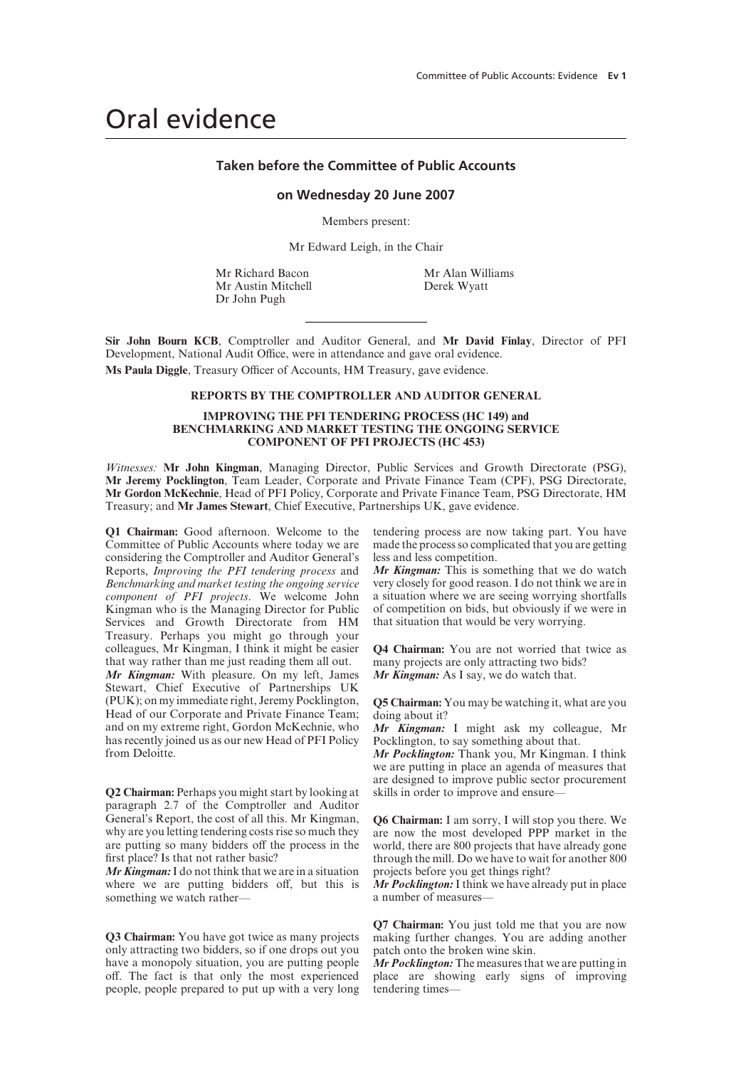# Oral evidence

**Taken before the Committee of Public Accounts**

**on Wednesday 20 June 2007**

Members present:

Mr Edward Leigh, in the Chair

Mr Richard Bacon
Mr Austin Mitchell
Dr John Pugh
Mr Alan Williams
Derek Wyatt

---

**Sir John Bourn KCB**, Comptroller and Auditor General, and **Mr David Finlay**, Director of PFI Development, National Audit Office, were in attendance and gave oral evidence.

**Ms Paula Diggle**, Treasury Officer of Accounts, HM Treasury, gave evidence.

**REPORTS BY THE COMPTROLLER AND AUDITOR GENERAL**

**IMPROVING THE PFI TENDERING PROCESS (HC 149) and BENCHMARKING AND MARKET TESTING THE ONGOING SERVICE COMPONENT OF PFI PROJECTS (HC 453)**

*Witnesses:* **Mr John Kingman**, Managing Director, Public Services and Growth Directorate (PSG), **Mr Jeremy Pocklington**, Team Leader, Corporate and Private Finance Team (CPF), PSG Directorate, **Mr Gordon McKechnie**, Head of PFI Policy, Corporate and Private Finance Team, PSG Directorate, HM Treasury; and **Mr James Stewart**, Chief Executive, Partnerships UK, gave evidence.

**Q1 Chairman:** Good afternoon. Welcome to the Committee of Public Accounts where today we are considering the Comptroller and Auditor General's Reports, *Improving the PFI tendering process* and *Benchmarking and market testing the ongoing service component of PFI projects*. We welcome John Kingman who is the Managing Director for Public Services and Growth Directorate from HM Treasury. Perhaps you might go through your colleagues, Mr Kingman, I think it might be easier that way rather than me just reading them all out.

***Mr Kingman:*** With pleasure. On my left, James Stewart, Chief Executive of Partnerships UK (PUK); on my immediate right, Jeremy Pocklington, Head of our Corporate and Private Finance Team; and on my extreme right, Gordon McKechnie, who has recently joined us as our new Head of PFI Policy from Deloitte.

**Q2 Chairman:** Perhaps you might start by looking at paragraph 2.7 of the Comptroller and Auditor General's Report, the cost of all this. Mr Kingman, why are you letting tendering costs rise so much they are putting so many bidders off the process in the first place? Is that not rather basic?

***Mr Kingman:*** I do not think that we are in a situation where we are putting bidders off, but this is something we watch rather—

**Q3 Chairman:** You have got twice as many projects only attracting two bidders, so if one drops out you have a monopoly situation, you are putting people off. The fact is that only the most experienced people, people prepared to put up with a very long tendering process are now taking part. You have made the process so complicated that you are getting less and less competition.

***Mr Kingman:*** This is something that we do watch very closely for good reason. I do not think we are in a situation where we are seeing worrying shortfalls of competition on bids, but obviously if we were in that situation that would be very worrying.

**Q4 Chairman:** You are not worried that twice as many projects are only attracting two bids?

***Mr Kingman:*** As I say, we do watch that.

**Q5 Chairman:** You may be watching it, what are you doing about it?

***Mr Kingman:*** I might ask my colleague, Mr Pocklington, to say something about that.

***Mr Pocklington:*** Thank you, Mr Kingman. I think we are putting in place an agenda of measures that are designed to improve public sector procurement skills in order to improve and ensure—

**Q6 Chairman:** I am sorry, I will stop you there. We are now the most developed PPP market in the world, there are 800 projects that have already gone through the mill. Do we have to wait for another 800 projects before you get things right?

***Mr Pocklington:*** I think we have already put in place a number of measures—

**Q7 Chairman:** You just told me that you are now making further changes. You are adding another patch onto the broken wine skin.

***Mr Pocklington:*** The measures that we are putting in place are showing early signs of improving tendering times—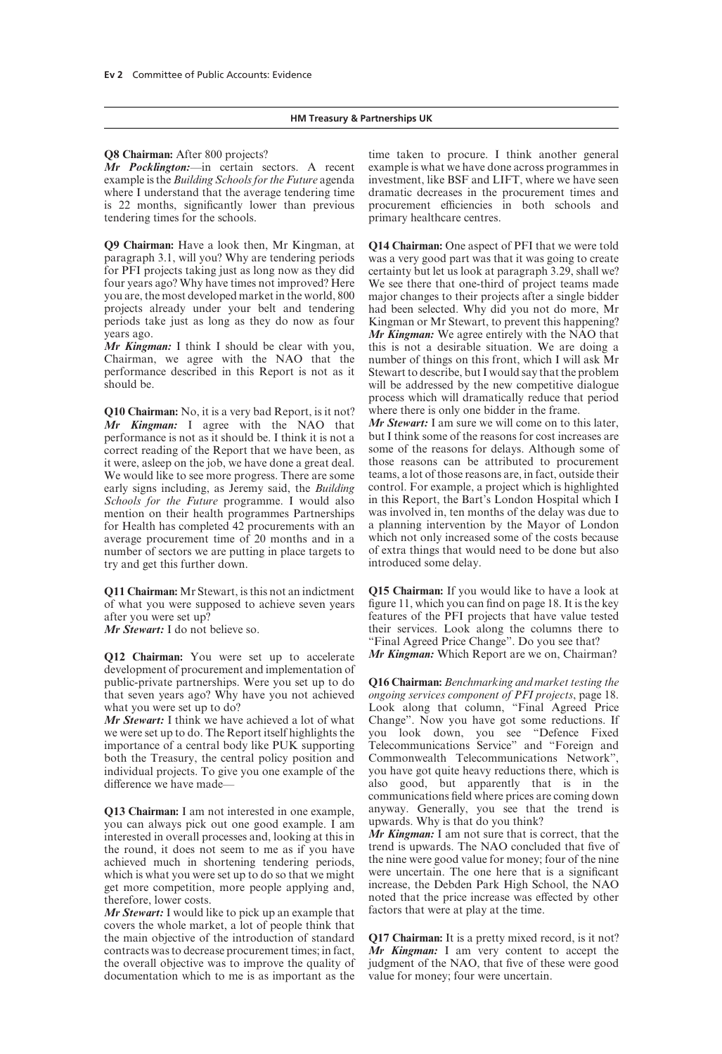**Q8 Chairman:** After 800 projects?

*Mr Pocklington:*—in certain sectors. A recent example is the *Building Schools for the Future* agenda where I understand that the average tendering time is 22 months, significantly lower than previous tendering times for the schools.

**Q9 Chairman:** Have a look then, Mr Kingman, at paragraph 3.1, will you? Why are tendering periods for PFI projects taking just as long now as they did four years ago? Why have times not improved? Here you are, the most developed market in the world, 800 projects already under your belt and tendering periods take just as long as they do now as four years ago.

*Mr Kingman:* I think I should be clear with you, Chairman, we agree with the NAO that the performance described in this Report is not as it should be.

**Q10 Chairman:** No, it is a very bad Report, is it not?

*Mr Kingman:* I agree with the NAO that performance is not as it should be. I think it is not a correct reading of the Report that we have been, as it were, asleep on the job, we have done a great deal. We would like to see more progress. There are some early signs including, as Jeremy said, the *Building Schools for the Future* programme. I would also mention on their health programmes Partnerships for Health has completed 42 procurements with an average procurement time of 20 months and in a number of sectors we are putting in place targets to try and get this further down.

**Q11 Chairman:** Mr Stewart, is this not an indictment of what you were supposed to achieve seven years after you were set up?

*Mr Stewart:* I do not believe so.

**Q12 Chairman:** You were set up to accelerate development of procurement and implementation of public-private partnerships. Were you set up to do that seven years ago? Why have you not achieved what you were set up to do?

*Mr Stewart:* I think we have achieved a lot of what we were set up to do. The Report itself highlights the importance of a central body like PUK supporting both the Treasury, the central policy position and individual projects. To give you one example of the difference we have made—

**Q13 Chairman:** I am not interested in one example, you can always pick out one good example. I am interested in overall processes and, looking at this in the round, it does not seem to me as if you have achieved much in shortening tendering periods, which is what you were set up to do so that we might get more competition, more people applying and, therefore, lower costs.

*Mr Stewart:* I would like to pick up an example that covers the whole market, a lot of people think that the main objective of the introduction of standard contracts was to decrease procurement times; in fact, the overall objective was to improve the quality of documentation which to me is as important as the time taken to procure. I think another general example is what we have done across programmes in investment, like BSF and LIFT, where we have seen dramatic decreases in the procurement times and procurement efficiencies in both schools and primary healthcare centres.

**Q14 Chairman:** One aspect of PFI that we were told was a very good part was that it was going to create certainty but let us look at paragraph 3.29, shall we? We see there that one-third of project teams made major changes to their projects after a single bidder had been selected. Why did you not do more, Mr Kingman or Mr Stewart, to prevent this happening?

*Mr Kingman:* We agree entirely with the NAO that this is not a desirable situation. We are doing a number of things on this front, which I will ask Mr Stewart to describe, but I would say that the problem will be addressed by the new competitive dialogue process which will dramatically reduce that period where there is only one bidder in the frame.

*Mr Stewart:* I am sure we will come on to this later, but I think some of the reasons for cost increases are some of the reasons for delays. Although some of those reasons can be attributed to procurement teams, a lot of those reasons are, in fact, outside their control. For example, a project which is highlighted in this Report, the Bart's London Hospital which I was involved in, ten months of the delay was due to a planning intervention by the Mayor of London which not only increased some of the costs because of extra things that would need to be done but also introduced some delay.

**Q15 Chairman:** If you would like to have a look at figure 11, which you can find on page 18. It is the key features of the PFI projects that have value tested their services. Look along the columns there to "Final Agreed Price Change". Do you see that?

*Mr Kingman:* Which Report are we on, Chairman?

**Q16 Chairman:** *Benchmarking and market testing the ongoing services component of PFI projects*, page 18. Look along that column, "Final Agreed Price Change". Now you have got some reductions. If you look down, you see "Defence Fixed Telecommunications Service" and "Foreign and Commonwealth Telecommunications Network", you have got quite heavy reductions there, which is also good, but apparently that is in the communications field where prices are coming down anyway. Generally, you see that the trend is upwards. Why is that do you think?

*Mr Kingman:* I am not sure that is correct, that the trend is upwards. The NAO concluded that five of the nine were good value for money; four of the nine were uncertain. The one here that is a significant increase, the Debden Park High School, the NAO noted that the price increase was effected by other factors that were at play at the time.

**Q17 Chairman:** It is a pretty mixed record, is it not?

*Mr Kingman:* I am very content to accept the judgment of the NAO, that five of these were good value for money; four were uncertain.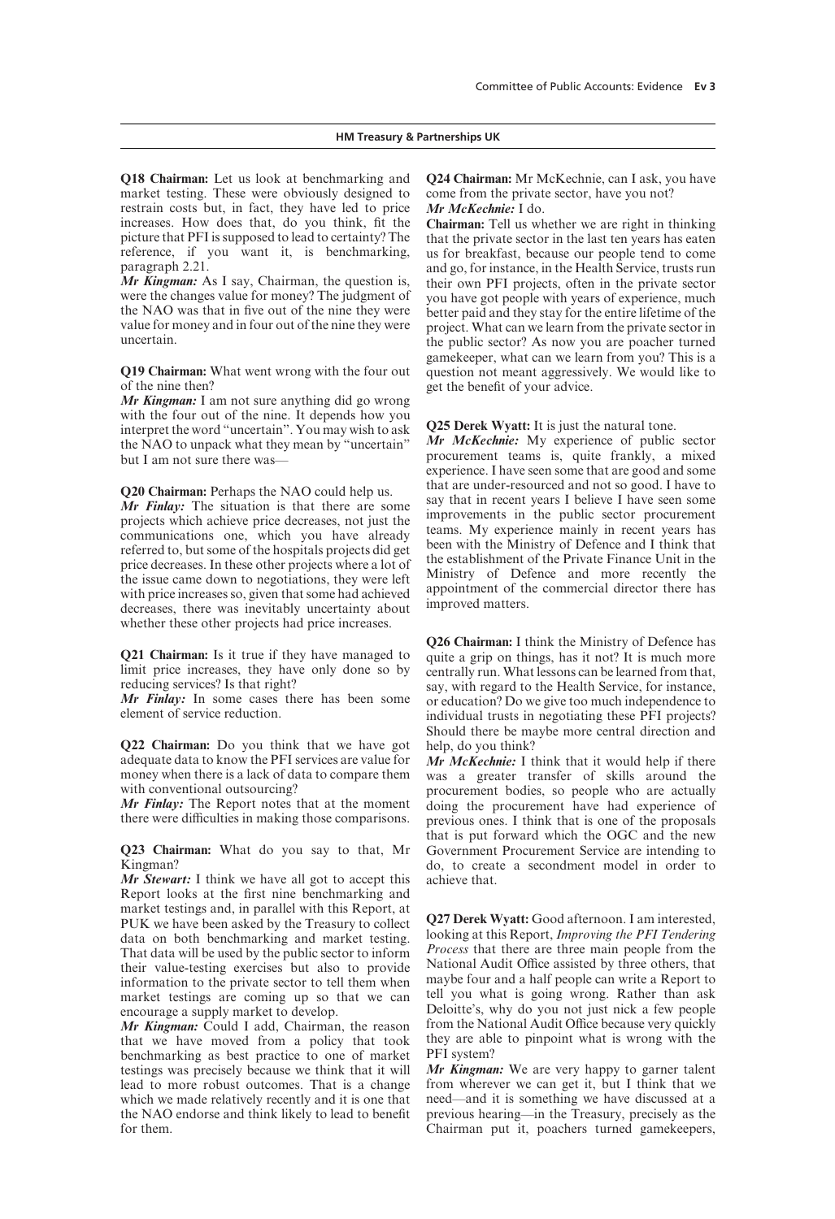**Q18 Chairman:** Let us look at benchmarking and market testing. These were obviously designed to restrain costs but, in fact, they have led to price increases. How does that, do you think, fit the picture that PFI is supposed to lead to certainty? The reference, if you want it, is benchmarking, paragraph 2.21.

***Mr Kingman:*** As I say, Chairman, the question is, were the changes value for money? The judgment of the NAO was that in five out of the nine they were value for money and in four out of the nine they were uncertain.

**Q19 Chairman:** What went wrong with the four out of the nine then?

***Mr Kingman:*** I am not sure anything did go wrong with the four out of the nine. It depends how you interpret the word "uncertain". You may wish to ask the NAO to unpack what they mean by "uncertain" but I am not sure there was—

**Q20 Chairman:** Perhaps the NAO could help us.

***Mr Finlay:*** The situation is that there are some projects which achieve price decreases, not just the communications one, which you have already referred to, but some of the hospitals projects did get price decreases. In these other projects where a lot of the issue came down to negotiations, they were left with price increases so, given that some had achieved decreases, there was inevitably uncertainty about whether these other projects had price increases.

**Q21 Chairman:** Is it true if they have managed to limit price increases, they have only done so by reducing services? Is that right?

***Mr Finlay:*** In some cases there has been some element of service reduction.

**Q22 Chairman:** Do you think that we have got adequate data to know the PFI services are value for money when there is a lack of data to compare them with conventional outsourcing?

***Mr Finlay:*** The Report notes that at the moment there were difficulties in making those comparisons.

**Q23 Chairman:** What do you say to that, Mr Kingman?

***Mr Stewart:*** I think we have all got to accept this Report looks at the first nine benchmarking and market testings and, in parallel with this Report, at PUK we have been asked by the Treasury to collect data on both benchmarking and market testing. That data will be used by the public sector to inform their value-testing exercises but also to provide information to the private sector to tell them when market testings are coming up so that we can encourage a supply market to develop.

***Mr Kingman:*** Could I add, Chairman, the reason that we have moved from a policy that took benchmarking as best practice to one of market testings was precisely because we think that it will lead to more robust outcomes. That is a change which we made relatively recently and it is one that the NAO endorse and think likely to lead to benefit for them.

**Q24 Chairman:** Mr McKechnie, can I ask, you have come from the private sector, have you not?

***Mr McKechnie:*** I do.

**Chairman:** Tell us whether we are right in thinking that the private sector in the last ten years has eaten us for breakfast, because our people tend to come and go, for instance, in the Health Service, trusts run their own PFI projects, often in the private sector you have got people with years of experience, much better paid and they stay for the entire lifetime of the project. What can we learn from the private sector in the public sector? As now you are poacher turned gamekeeper, what can we learn from you? This is a question not meant aggressively. We would like to get the benefit of your advice.

**Q25 Derek Wyatt:** It is just the natural tone.

***Mr McKechnie:*** My experience of public sector procurement teams is, quite frankly, a mixed experience. I have seen some that are good and some that are under-resourced and not so good. I have to say that in recent years I believe I have seen some improvements in the public sector procurement teams. My experience mainly in recent years has been with the Ministry of Defence and I think that the establishment of the Private Finance Unit in the Ministry of Defence and more recently the appointment of the commercial director there has improved matters.

**Q26 Chairman:** I think the Ministry of Defence has quite a grip on things, has it not? It is much more centrally run. What lessons can be learned from that, say, with regard to the Health Service, for instance, or education? Do we give too much independence to individual trusts in negotiating these PFI projects? Should there be maybe more central direction and help, do you think?

***Mr McKechnie:*** I think that it would help if there was a greater transfer of skills around the procurement bodies, so people who are actually doing the procurement have had experience of previous ones. I think that is one of the proposals that is put forward which the OGC and the new Government Procurement Service are intending to do, to create a secondment model in order to achieve that.

**Q27 Derek Wyatt:** Good afternoon. I am interested, looking at this Report, *Improving the PFI Tendering Process* that there are three main people from the National Audit Office assisted by three others, that maybe four and a half people can write a Report to tell you what is going wrong. Rather than ask Deloitte's, why do you not just nick a few people from the National Audit Office because very quickly they are able to pinpoint what is wrong with the PFI system?

***Mr Kingman:*** We are very happy to garner talent from wherever we can get it, but I think that we need—and it is something we have discussed at a previous hearing—in the Treasury, precisely as the Chairman put it, poachers turned gamekeepers,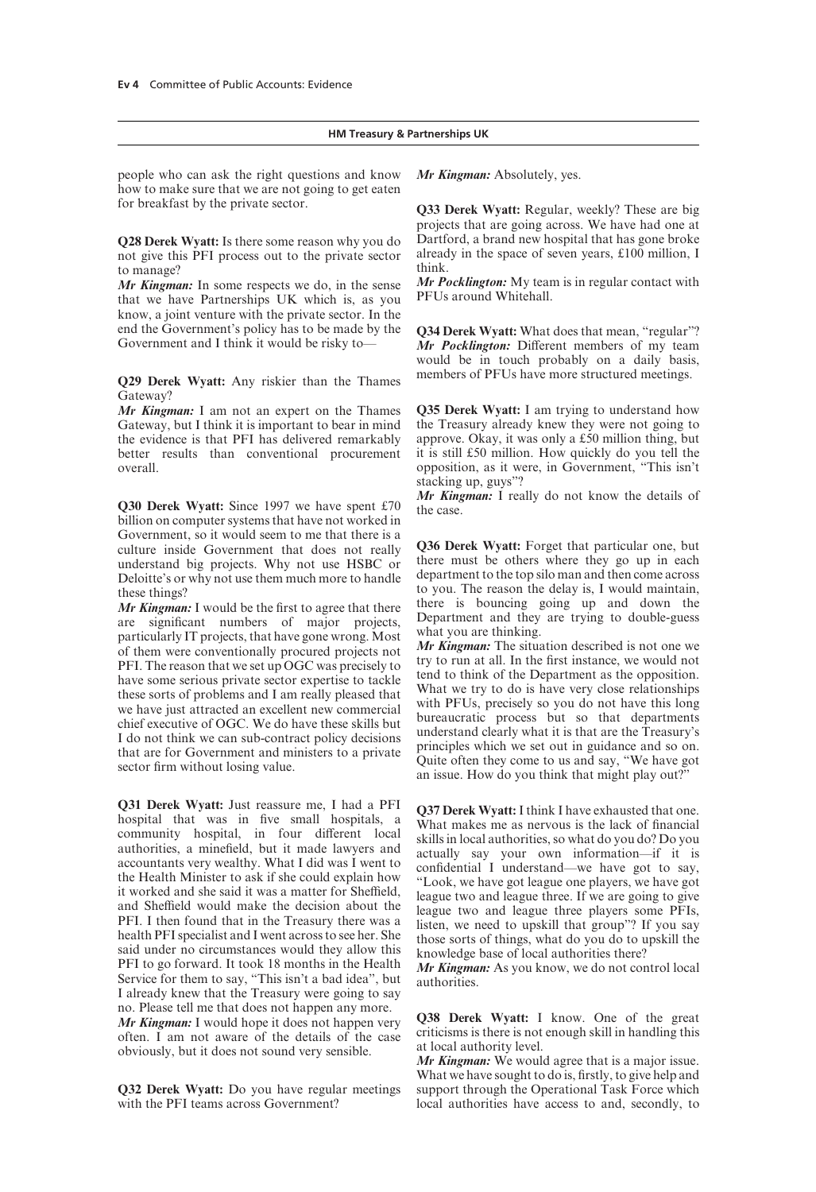people who can ask the right questions and know how to make sure that we are not going to get eaten for breakfast by the private sector.

**Q28 Derek Wyatt:** Is there some reason why you do not give this PFI process out to the private sector to manage?

***Mr Kingman:*** In some respects we do, in the sense that we have Partnerships UK which is, as you know, a joint venture with the private sector. In the end the Government's policy has to be made by the Government and I think it would be risky to—

**Q29 Derek Wyatt:** Any riskier than the Thames Gateway?

***Mr Kingman:*** I am not an expert on the Thames Gateway, but I think it is important to bear in mind the evidence is that PFI has delivered remarkably better results than conventional procurement overall.

**Q30 Derek Wyatt:** Since 1997 we have spent £70 billion on computer systems that have not worked in Government, so it would seem to me that there is a culture inside Government that does not really understand big projects. Why not use HSBC or Deloitte's or why not use them much more to handle these things?

***Mr Kingman:*** I would be the first to agree that there are significant numbers of major projects, particularly IT projects, that have gone wrong. Most of them were conventionally procured projects not PFI. The reason that we set up OGC was precisely to have some serious private sector expertise to tackle these sorts of problems and I am really pleased that we have just attracted an excellent new commercial chief executive of OGC. We do have these skills but I do not think we can sub-contract policy decisions that are for Government and ministers to a private sector firm without losing value.

**Q31 Derek Wyatt:** Just reassure me, I had a PFI hospital that was in five small hospitals, a community hospital, in four different local authorities, a minefield, but it made lawyers and accountants very wealthy. What I did was I went to the Health Minister to ask if she could explain how it worked and she said it was a matter for Sheffield, and Sheffield would make the decision about the PFI. I then found that in the Treasury there was a health PFI specialist and I went across to see her. She said under no circumstances would they allow this PFI to go forward. It took 18 months in the Health Service for them to say, "This isn't a bad idea", but I already knew that the Treasury were going to say no. Please tell me that does not happen any more.

***Mr Kingman:*** I would hope it does not happen very often. I am not aware of the details of the case obviously, but it does not sound very sensible.

**Q32 Derek Wyatt:** Do you have regular meetings with the PFI teams across Government?

***Mr Kingman:*** Absolutely, yes.

**Q33 Derek Wyatt:** Regular, weekly? These are big projects that are going across. We have had one at Dartford, a brand new hospital that has gone broke already in the space of seven years, £100 million, I think.

***Mr Pocklington:*** My team is in regular contact with PFUs around Whitehall.

**Q34 Derek Wyatt:** What does that mean, "regular"?

***Mr Pocklington:*** Different members of my team would be in touch probably on a daily basis, members of PFUs have more structured meetings.

**Q35 Derek Wyatt:** I am trying to understand how the Treasury already knew they were not going to approve. Okay, it was only a £50 million thing, but it is still £50 million. How quickly do you tell the opposition, as it were, in Government, "This isn't stacking up, guys"?

***Mr Kingman:*** I really do not know the details of the case.

**Q36 Derek Wyatt:** Forget that particular one, but there must be others where they go up in each department to the top silo man and then come across to you. The reason the delay is, I would maintain, there is bouncing going up and down the Department and they are trying to double-guess what you are thinking.

***Mr Kingman:*** The situation described is not one we try to run at all. In the first instance, we would not tend to think of the Department as the opposition. What we try to do is have very close relationships with PFUs, precisely so you do not have this long bureaucratic process but so that departments understand clearly what it is that are the Treasury's principles which we set out in guidance and so on. Quite often they come to us and say, "We have got an issue. How do you think that might play out?"

**Q37 Derek Wyatt:** I think I have exhausted that one. What makes me as nervous is the lack of financial skills in local authorities, so what do you do? Do you actually say your own information—if it is confidential I understand—we have got to say, "Look, we have got league one players, we have got league two and league three. If we are going to give league two and league three players some PFIs, listen, we need to upskill that group"? If you say those sorts of things, what do you do to upskill the knowledge base of local authorities there?

***Mr Kingman:*** As you know, we do not control local authorities.

**Q38 Derek Wyatt:** I know. One of the great criticisms is there is not enough skill in handling this at local authority level.

***Mr Kingman:*** We would agree that is a major issue. What we have sought to do is, firstly, to give help and support through the Operational Task Force which local authorities have access to and, secondly, to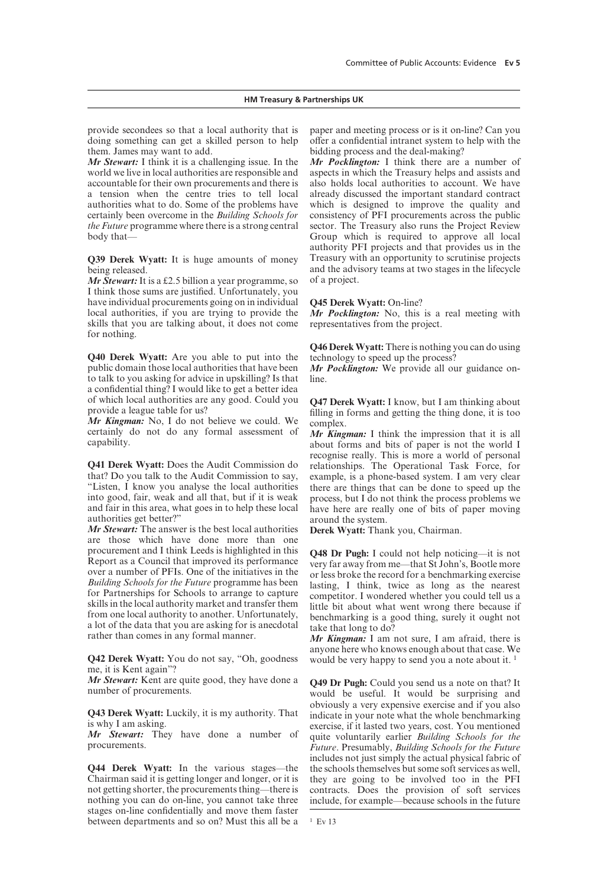provide secondees so that a local authority that is doing something can get a skilled person to help them. James may want to add.

***Mr Stewart:*** I think it is a challenging issue. In the world we live in local authorities are responsible and accountable for their own procurements and there is a tension when the centre tries to tell local authorities what to do. Some of the problems have certainly been overcome in the *Building Schools for the Future* programme where there is a strong central body that—

**Q39 Derek Wyatt:** It is huge amounts of money being released.

***Mr Stewart:*** It is a £2.5 billion a year programme, so I think those sums are justified. Unfortunately, you have individual procurements going on in individual local authorities, if you are trying to provide the skills that you are talking about, it does not come for nothing.

**Q40 Derek Wyatt:** Are you able to put into the public domain those local authorities that have been to talk to you asking for advice in upskilling? Is that a confidential thing? I would like to get a better idea of which local authorities are any good. Could you provide a league table for us?

***Mr Kingman:*** No, I do not believe we could. We certainly do not do any formal assessment of capability.

**Q41 Derek Wyatt:** Does the Audit Commission do that? Do you talk to the Audit Commission to say, "Listen, I know you analyse the local authorities into good, fair, weak and all that, but if it is weak and fair in this area, what goes in to help these local authorities get better?"

***Mr Stewart:*** The answer is the best local authorities are those which have done more than one procurement and I think Leeds is highlighted in this Report as a Council that improved its performance over a number of PFIs. One of the initiatives in the *Building Schools for the Future* programme has been for Partnerships for Schools to arrange to capture skills in the local authority market and transfer them from one local authority to another. Unfortunately, a lot of the data that you are asking for is anecdotal rather than comes in any formal manner.

**Q42 Derek Wyatt:** You do not say, "Oh, goodness me, it is Kent again"?

***Mr Stewart:*** Kent are quite good, they have done a number of procurements.

**Q43 Derek Wyatt:** Luckily, it is my authority. That is why I am asking.

***Mr Stewart:*** They have done a number of procurements.

**Q44 Derek Wyatt:** In the various stages—the Chairman said it is getting longer and longer, or it is not getting shorter, the procurements thing—there is nothing you can do on-line, you cannot take three stages on-line confidentially and move them faster between departments and so on? Must this all be a paper and meeting process or is it on-line? Can you offer a confidential intranet system to help with the bidding process and the deal-making?

***Mr Pocklington:*** I think there are a number of aspects in which the Treasury helps and assists and also holds local authorities to account. We have already discussed the important standard contract which is designed to improve the quality and consistency of PFI procurements across the public sector. The Treasury also runs the Project Review Group which is required to approve all local authority PFI projects and that provides us in the Treasury with an opportunity to scrutinise projects and the advisory teams at two stages in the lifecycle of a project.

**Q45 Derek Wyatt:** On-line?

***Mr Pocklington:*** No, this is a real meeting with representatives from the project.

**Q46 Derek Wyatt:** There is nothing you can do using technology to speed up the process?

***Mr Pocklington:*** We provide all our guidance on-line.

**Q47 Derek Wyatt:** I know, but I am thinking about filling in forms and getting the thing done, it is too complex.

***Mr Kingman:*** I think the impression that it is all about forms and bits of paper is not the world I recognise really. This is more a world of personal relationships. The Operational Task Force, for example, is a phone-based system. I am very clear there are things that can be done to speed up the process, but I do not think the process problems we have here are really one of bits of paper moving around the system.

**Derek Wyatt:** Thank you, Chairman.

**Q48 Dr Pugh:** I could not help noticing—it is not very far away from me—that St John's, Bootle more or less broke the record for a benchmarking exercise lasting, I think, twice as long as the nearest competitor. I wondered whether you could tell us a little bit about what went wrong there because if benchmarking is a good thing, surely it ought not take that long to do?

***Mr Kingman:*** I am not sure, I am afraid, there is anyone here who knows enough about that case. We would be very happy to send you a note about it. [1]

**Q49 Dr Pugh:** Could you send us a note on that? It would be useful. It would be surprising and obviously a very expensive exercise and if you also indicate in your note what the whole benchmarking exercise, if it lasted two years, cost. You mentioned quite voluntarily earlier *Building Schools for the Future*. Presumably, *Building Schools for the Future* includes not just simply the actual physical fabric of the schools themselves but some soft services as well, they are going to be involved too in the PFI contracts. Does the provision of soft services include, for example—because schools in the future

---

[1] Ev 13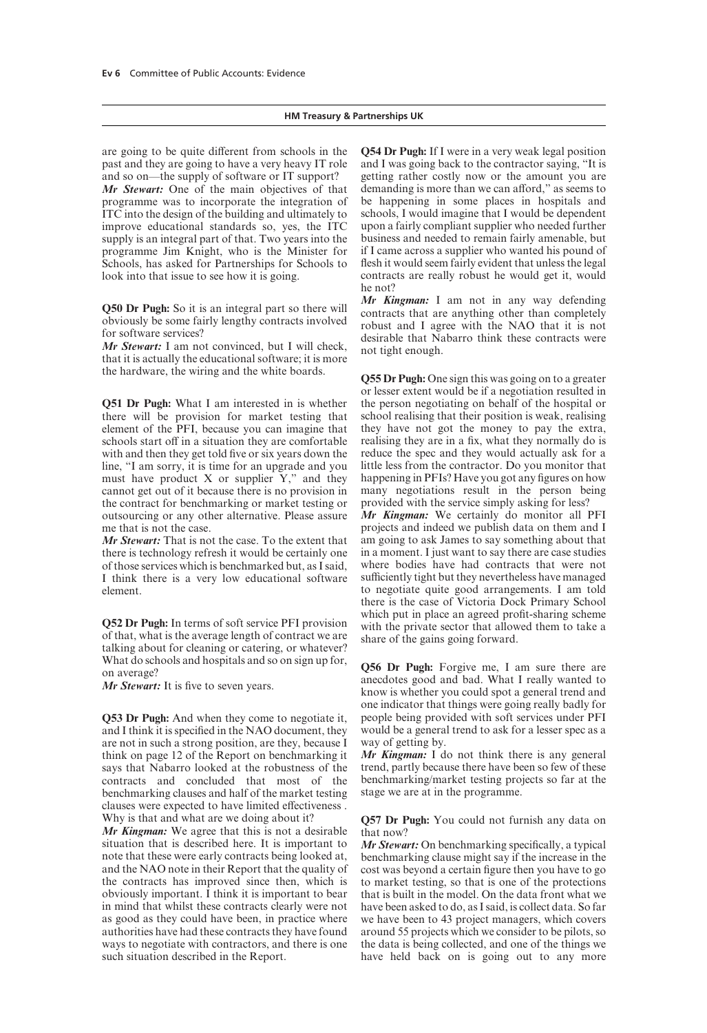are going to be quite different from schools in the past and they are going to have a very heavy IT role and so on—the supply of software or IT support?

***Mr Stewart:*** One of the main objectives of that programme was to incorporate the integration of ITC into the design of the building and ultimately to improve educational standards so, yes, the ITC supply is an integral part of that. Two years into the programme Jim Knight, who is the Minister for Schools, has asked for Partnerships for Schools to look into that issue to see how it is going.

**Q50 Dr Pugh:** So it is an integral part so there will obviously be some fairly lengthy contracts involved for software services?

***Mr Stewart:*** I am not convinced, but I will check, that it is actually the educational software; it is more the hardware, the wiring and the white boards.

**Q51 Dr Pugh:** What I am interested in is whether there will be provision for market testing that element of the PFI, because you can imagine that schools start off in a situation they are comfortable with and then they get told five or six years down the line, "I am sorry, it is time for an upgrade and you must have product X or supplier Y," and they cannot get out of it because there is no provision in the contract for benchmarking or market testing or outsourcing or any other alternative. Please assure me that is not the case.

***Mr Stewart:*** That is not the case. To the extent that there is technology refresh it would be certainly one of those services which is benchmarked but, as I said, I think there is a very low educational software element.

**Q52 Dr Pugh:** In terms of soft service PFI provision of that, what is the average length of contract we are talking about for cleaning or catering, or whatever? What do schools and hospitals and so on sign up for, on average?

***Mr Stewart:*** It is five to seven years.

**Q53 Dr Pugh:** And when they come to negotiate it, and I think it is specified in the NAO document, they are not in such a strong position, are they, because I think on page 12 of the Report on benchmarking it says that Nabarro looked at the robustness of the contracts and concluded that most of the benchmarking clauses and half of the market testing clauses were expected to have limited effectiveness . Why is that and what are we doing about it?

***Mr Kingman:*** We agree that this is not a desirable situation that is described here. It is important to note that these were early contracts being looked at, and the NAO note in their Report that the quality of the contracts has improved since then, which is obviously important. I think it is important to bear in mind that whilst these contracts clearly were not as good as they could have been, in practice where authorities have had these contracts they have found ways to negotiate with contractors, and there is one such situation described in the Report.

**Q54 Dr Pugh:** If I were in a very weak legal position and I was going back to the contractor saying, "It is getting rather costly now or the amount you are demanding is more than we can afford," as seems to be happening in some places in hospitals and schools, I would imagine that I would be dependent upon a fairly compliant supplier who needed further business and needed to remain fairly amenable, but if I came across a supplier who wanted his pound of flesh it would seem fairly evident that unless the legal contracts are really robust he would get it, would he not?

***Mr Kingman:*** I am not in any way defending contracts that are anything other than completely robust and I agree with the NAO that it is not desirable that Nabarro think these contracts were not tight enough.

**Q55 Dr Pugh:** One sign this was going on to a greater or lesser extent would be if a negotiation resulted in the person negotiating on behalf of the hospital or school realising that their position is weak, realising they have not got the money to pay the extra, realising they are in a fix, what they normally do is reduce the spec and they would actually ask for a little less from the contractor. Do you monitor that happening in PFIs? Have you got any figures on how many negotiations result in the person being provided with the service simply asking for less?

***Mr Kingman:*** We certainly do monitor all PFI projects and indeed we publish data on them and I am going to ask James to say something about that in a moment. I just want to say there are case studies where bodies have had contracts that were not sufficiently tight but they nevertheless have managed to negotiate quite good arrangements. I am told there is the case of Victoria Dock Primary School which put in place an agreed profit-sharing scheme with the private sector that allowed them to take a share of the gains going forward.

**Q56 Dr Pugh:** Forgive me, I am sure there are anecdotes good and bad. What I really wanted to know is whether you could spot a general trend and one indicator that things were going really badly for people being provided with soft services under PFI would be a general trend to ask for a lesser spec as a way of getting by.

***Mr Kingman:*** I do not think there is any general trend, partly because there have been so few of these benchmarking/market testing projects so far at the stage we are at in the programme.

**Q57 Dr Pugh:** You could not furnish any data on that now?

***Mr Stewart:*** On benchmarking specifically, a typical benchmarking clause might say if the increase in the cost was beyond a certain figure then you have to go to market testing, so that is one of the protections that is built in the model. On the data front what we have been asked to do, as I said, is collect data. So far we have been to 43 project managers, which covers around 55 projects which we consider to be pilots, so the data is being collected, and one of the things we have held back on is going out to any more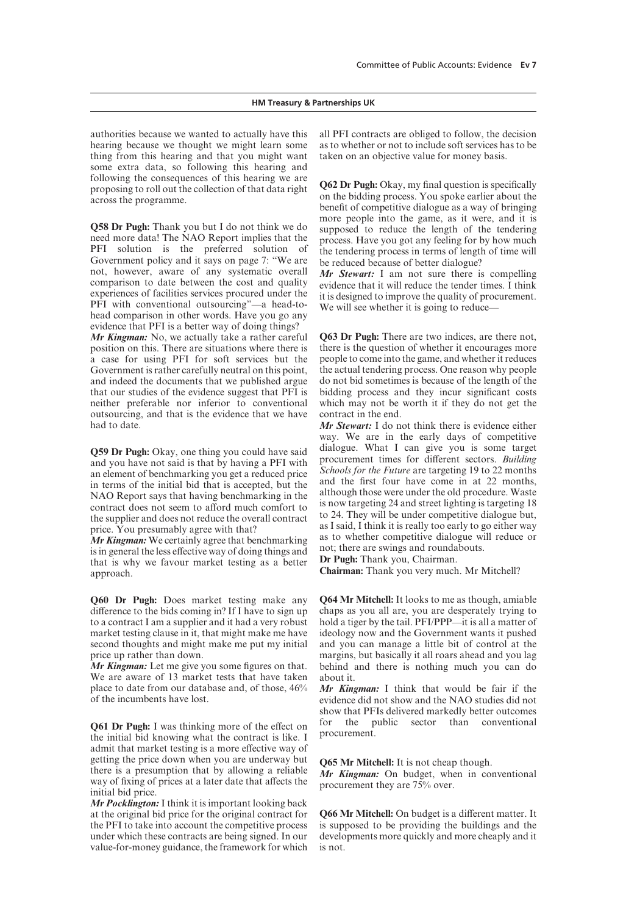authorities because we wanted to actually have this hearing because we thought we might learn some thing from this hearing and that you might want some extra data, so following this hearing and following the consequences of this hearing we are proposing to roll out the collection of that data right across the programme.

**Q58 Dr Pugh:** Thank you but I do not think we do need more data! The NAO Report implies that the PFI solution is the preferred solution of Government policy and it says on page 7: "We are not, however, aware of any systematic overall comparison to date between the cost and quality experiences of facilities services procured under the PFI with conventional outsourcing"—a head-to-head comparison in other words. Have you go any evidence that PFI is a better way of doing things?

*Mr Kingman:* No, we actually take a rather careful position on this. There are situations where there is a case for using PFI for soft services but the Government is rather carefully neutral on this point, and indeed the documents that we published argue that our studies of the evidence suggest that PFI is neither preferable nor inferior to conventional outsourcing, and that is the evidence that we have had to date.

**Q59 Dr Pugh:** Okay, one thing you could have said and you have not said is that by having a PFI with an element of benchmarking you get a reduced price in terms of the initial bid that is accepted, but the NAO Report says that having benchmarking in the contract does not seem to afford much comfort to the supplier and does not reduce the overall contract price. You presumably agree with that?

*Mr Kingman:* We certainly agree that benchmarking is in general the less effective way of doing things and that is why we favour market testing as a better approach.

**Q60 Dr Pugh:** Does market testing make any difference to the bids coming in? If I have to sign up to a contract I am a supplier and it had a very robust market testing clause in it, that might make me have second thoughts and might make me put my initial price up rather than down.

*Mr Kingman:* Let me give you some figures on that. We are aware of 13 market tests that have taken place to date from our database and, of those, 46% of the incumbents have lost.

**Q61 Dr Pugh:** I was thinking more of the effect on the initial bid knowing what the contract is like. I admit that market testing is a more effective way of getting the price down when you are underway but there is a presumption that by allowing a reliable way of fixing of prices at a later date that affects the initial bid price.

*Mr Pocklington:* I think it is important looking back at the original bid price for the original contract for the PFI to take into account the competitive process under which these contracts are being signed. In our value-for-money guidance, the framework for which all PFI contracts are obliged to follow, the decision as to whether or not to include soft services has to be taken on an objective value for money basis.

**Q62 Dr Pugh:** Okay, my final question is specifically on the bidding process. You spoke earlier about the benefit of competitive dialogue as a way of bringing more people into the game, as it were, and it is supposed to reduce the length of the tendering process. Have you got any feeling for by how much the tendering process in terms of length of time will be reduced because of better dialogue?

*Mr Stewart:* I am not sure there is compelling evidence that it will reduce the tender times. I think it is designed to improve the quality of procurement. We will see whether it is going to reduce—

**Q63 Dr Pugh:** There are two indices, are there not, there is the question of whether it encourages more people to come into the game, and whether it reduces the actual tendering process. One reason why people do not bid sometimes is because of the length of the bidding process and they incur significant costs which may not be worth it if they do not get the contract in the end.

*Mr Stewart:* I do not think there is evidence either way. We are in the early days of competitive dialogue. What I can give you is some target procurement times for different sectors. *Building Schools for the Future* are targeting 19 to 22 months and the first four have come in at 22 months, although those were under the old procedure. Waste is now targeting 24 and street lighting is targeting 18 to 24. They will be under competitive dialogue but, as I said, I think it is really too early to go either way as to whether competitive dialogue will reduce or not; there are swings and roundabouts.

**Dr Pugh:** Thank you, Chairman.

**Chairman:** Thank you very much. Mr Mitchell?

**Q64 Mr Mitchell:** It looks to me as though, amiable chaps as you all are, you are desperately trying to hold a tiger by the tail. PFI/PPP—it is all a matter of ideology now and the Government wants it pushed and you can manage a little bit of control at the margins, but basically it all roars ahead and you lag behind and there is nothing much you can do about it.

*Mr Kingman:* I think that would be fair if the evidence did not show and the NAO studies did not show that PFIs delivered markedly better outcomes for the public sector than conventional procurement.

**Q65 Mr Mitchell:** It is not cheap though.

*Mr Kingman:* On budget, when in conventional procurement they are 75% over.

**Q66 Mr Mitchell:** On budget is a different matter. It is supposed to be providing the buildings and the developments more quickly and more cheaply and it is not.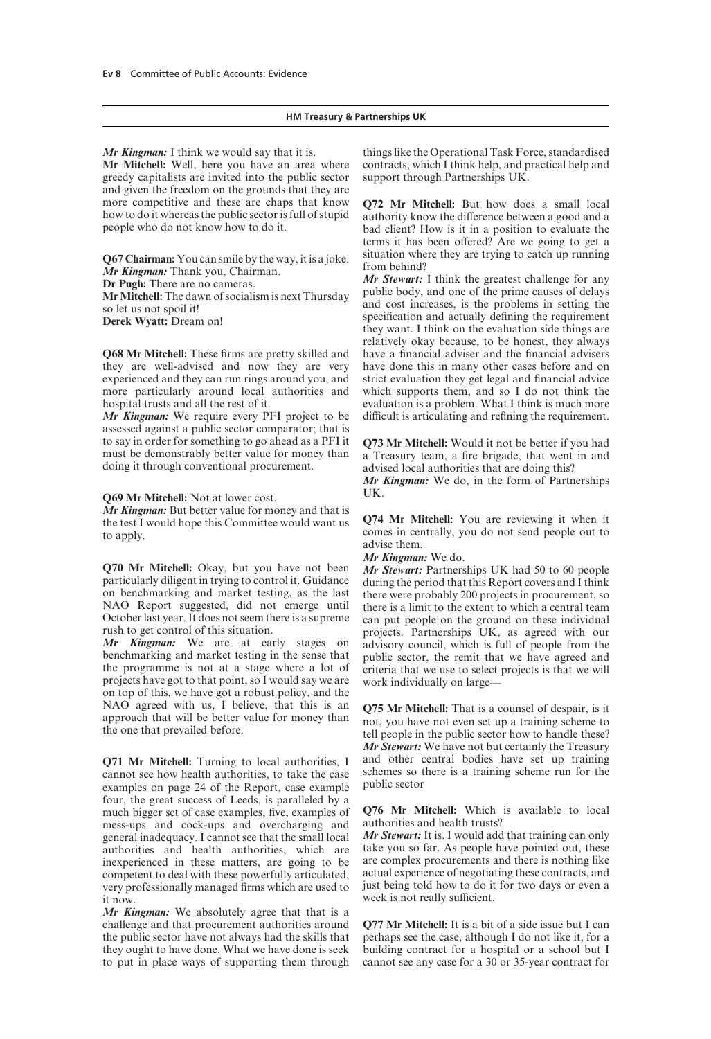*Mr Kingman:* I think we would say that it is.

**Mr Mitchell:** Well, here you have an area where greedy capitalists are invited into the public sector and given the freedom on the grounds that they are more competitive and these are chaps that know how to do it whereas the public sector is full of stupid people who do not know how to do it.

**Q67 Chairman:** You can smile by the way, it is a joke.

*Mr Kingman:* Thank you, Chairman.

**Dr Pugh:** There are no cameras.

**Mr Mitchell:** The dawn of socialism is next Thursday so let us not spoil it!

**Derek Wyatt:** Dream on!

**Q68 Mr Mitchell:** These firms are pretty skilled and they are well-advised and now they are very experienced and they can run rings around you, and more particularly around local authorities and hospital trusts and all the rest of it.

*Mr Kingman:* We require every PFI project to be assessed against a public sector comparator; that is to say in order for something to go ahead as a PFI it must be demonstrably better value for money than doing it through conventional procurement.

**Q69 Mr Mitchell:** Not at lower cost.

*Mr Kingman:* But better value for money and that is the test I would hope this Committee would want us to apply.

**Q70 Mr Mitchell:** Okay, but you have not been particularly diligent in trying to control it. Guidance on benchmarking and market testing, as the last NAO Report suggested, did not emerge until October last year. It does not seem there is a supreme rush to get control of this situation.

*Mr Kingman:* We are at early stages on benchmarking and market testing in the sense that the programme is not at a stage where a lot of projects have got to that point, so I would say we are on top of this, we have got a robust policy, and the NAO agreed with us, I believe, that this is an approach that will be better value for money than the one that prevailed before.

**Q71 Mr Mitchell:** Turning to local authorities, I cannot see how health authorities, to take the case examples on page 24 of the Report, case example four, the great success of Leeds, is paralleled by a much bigger set of case examples, five, examples of mess-ups and cock-ups and overcharging and general inadequacy. I cannot see that the small local authorities and health authorities, which are inexperienced in these matters, are going to be competent to deal with these powerfully articulated, very professionally managed firms which are used to it now.

*Mr Kingman:* We absolutely agree that that is a challenge and that procurement authorities around the public sector have not always had the skills that they ought to have done. What we have done is seek to put in place ways of supporting them through things like the Operational Task Force, standardised contracts, which I think help, and practical help and support through Partnerships UK.

**Q72 Mr Mitchell:** But how does a small local authority know the difference between a good and a bad client? How is it in a position to evaluate the terms it has been offered? Are we going to get a situation where they are trying to catch up running from behind?

*Mr Stewart:* I think the greatest challenge for any public body, and one of the prime causes of delays and cost increases, is the problems in setting the specification and actually defining the requirement they want. I think on the evaluation side things are relatively okay because, to be honest, they always have a financial adviser and the financial advisers have done this in many other cases before and on strict evaluation they get legal and financial advice which supports them, and so I do not think the evaluation is a problem. What I think is much more difficult is articulating and refining the requirement.

**Q73 Mr Mitchell:** Would it not be better if you had a Treasury team, a fire brigade, that went in and advised local authorities that are doing this?

*Mr Kingman:* We do, in the form of Partnerships UK.

**Q74 Mr Mitchell:** You are reviewing it when it comes in centrally, you do not send people out to advise them.

*Mr Kingman:* We do.

*Mr Stewart:* Partnerships UK had 50 to 60 people during the period that this Report covers and I think there were probably 200 projects in procurement, so there is a limit to the extent to which a central team can put people on the ground on these individual projects. Partnerships UK, as agreed with our advisory council, which is full of people from the public sector, the remit that we have agreed and criteria that we use to select projects is that we will work individually on large—

**Q75 Mr Mitchell:** That is a counsel of despair, is it not, you have not even set up a training scheme to tell people in the public sector how to handle these?

*Mr Stewart:* We have not but certainly the Treasury and other central bodies have set up training schemes so there is a training scheme run for the public sector

**Q76 Mr Mitchell:** Which is available to local authorities and health trusts?

*Mr Stewart:* It is. I would add that training can only take you so far. As people have pointed out, these are complex procurements and there is nothing like actual experience of negotiating these contracts, and just being told how to do it for two days or even a week is not really sufficient.

**Q77 Mr Mitchell:** It is a bit of a side issue but I can perhaps see the case, although I do not like it, for a building contract for a hospital or a school but I cannot see any case for a 30 or 35-year contract for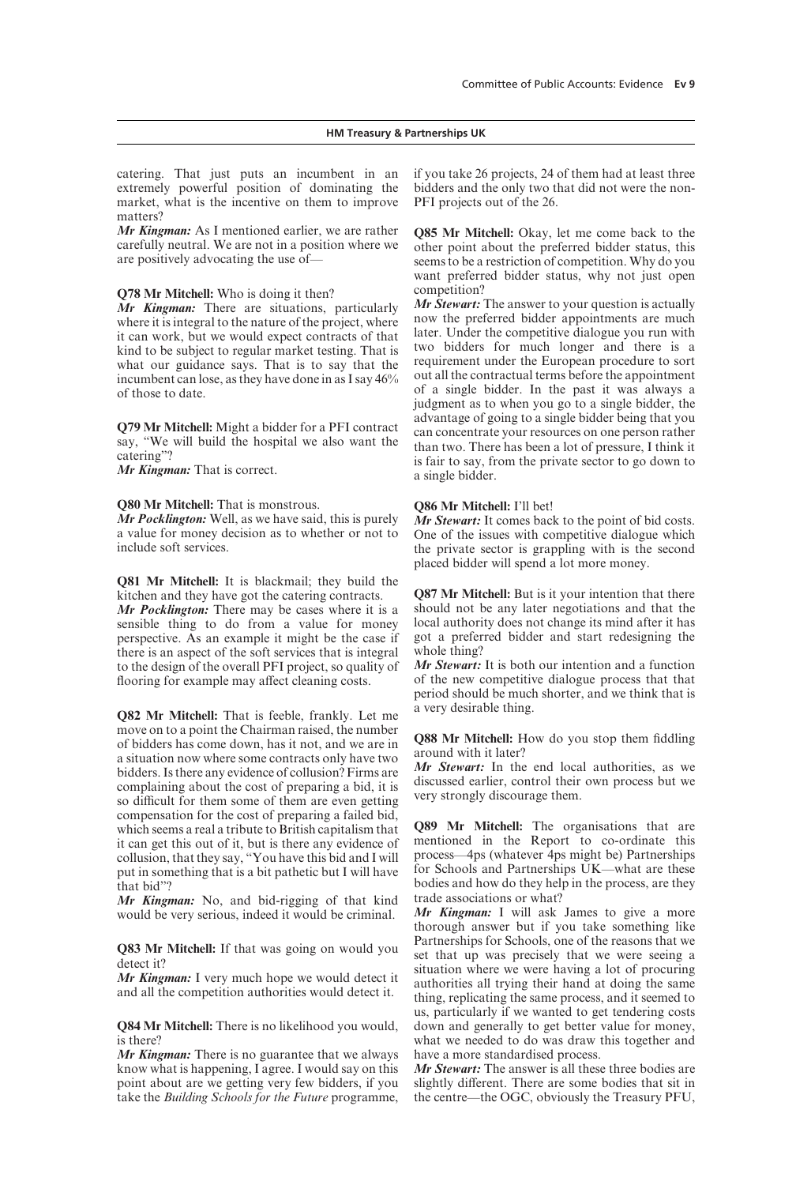catering. That just puts an incumbent in an extremely powerful position of dominating the market, what is the incentive on them to improve matters?

***Mr Kingman:*** As I mentioned earlier, we are rather carefully neutral. We are not in a position where we are positively advocating the use of—

**Q78 Mr Mitchell:** Who is doing it then?

***Mr Kingman:*** There are situations, particularly where it is integral to the nature of the project, where it can work, but we would expect contracts of that kind to be subject to regular market testing. That is what our guidance says. That is to say that the incumbent can lose, as they have done in as I say 46% of those to date.

**Q79 Mr Mitchell:** Might a bidder for a PFI contract say, "We will build the hospital we also want the catering"?

***Mr Kingman:*** That is correct.

**Q80 Mr Mitchell:** That is monstrous.

***Mr Pocklington:*** Well, as we have said, this is purely a value for money decision as to whether or not to include soft services.

**Q81 Mr Mitchell:** It is blackmail; they build the kitchen and they have got the catering contracts.

***Mr Pocklington:*** There may be cases where it is a sensible thing to do from a value for money perspective. As an example it might be the case if there is an aspect of the soft services that is integral to the design of the overall PFI project, so quality of flooring for example may affect cleaning costs.

**Q82 Mr Mitchell:** That is feeble, frankly. Let me move on to a point the Chairman raised, the number of bidders has come down, has it not, and we are in a situation now where some contracts only have two bidders. Is there any evidence of collusion? Firms are complaining about the cost of preparing a bid, it is so difficult for them some of them are even getting compensation for the cost of preparing a failed bid, which seems a real a tribute to British capitalism that it can get this out of it, but is there any evidence of collusion, that they say, "You have this bid and I will put in something that is a bit pathetic but I will have that bid"?

***Mr Kingman:*** No, and bid-rigging of that kind would be very serious, indeed it would be criminal.

**Q83 Mr Mitchell:** If that was going on would you detect it?

***Mr Kingman:*** I very much hope we would detect it and all the competition authorities would detect it.

**Q84 Mr Mitchell:** There is no likelihood you would, is there?

***Mr Kingman:*** There is no guarantee that we always know what is happening, I agree. I would say on this point about are we getting very few bidders, if you take the *Building Schools for the Future* programme, if you take 26 projects, 24 of them had at least three bidders and the only two that did not were the non-PFI projects out of the 26.

**Q85 Mr Mitchell:** Okay, let me come back to the other point about the preferred bidder status, this seems to be a restriction of competition. Why do you want preferred bidder status, why not just open competition?

***Mr Stewart:*** The answer to your question is actually now the preferred bidder appointments are much later. Under the competitive dialogue you run with two bidders for much longer and there is a requirement under the European procedure to sort out all the contractual terms before the appointment of a single bidder. In the past it was always a judgment as to when you go to a single bidder, the advantage of going to a single bidder being that you can concentrate your resources on one person rather than two. There has been a lot of pressure, I think it is fair to say, from the private sector to go down to a single bidder.

**Q86 Mr Mitchell:** I'll bet!

***Mr Stewart:*** It comes back to the point of bid costs. One of the issues with competitive dialogue which the private sector is grappling with is the second placed bidder will spend a lot more money.

**Q87 Mr Mitchell:** But is it your intention that there should not be any later negotiations and that the local authority does not change its mind after it has got a preferred bidder and start redesigning the whole thing?

***Mr Stewart:*** It is both our intention and a function of the new competitive dialogue process that that period should be much shorter, and we think that is a very desirable thing.

**Q88 Mr Mitchell:** How do you stop them fiddling around with it later?

***Mr Stewart:*** In the end local authorities, as we discussed earlier, control their own process but we very strongly discourage them.

**Q89 Mr Mitchell:** The organisations that are mentioned in the Report to co-ordinate this process—4ps (whatever 4ps might be) Partnerships for Schools and Partnerships UK—what are these bodies and how do they help in the process, are they trade associations or what?

***Mr Kingman:*** I will ask James to give a more thorough answer but if you take something like Partnerships for Schools, one of the reasons that we set that up was precisely that we were seeing a situation where we were having a lot of procuring authorities all trying their hand at doing the same thing, replicating the same process, and it seemed to us, particularly if we wanted to get tendering costs down and generally to get better value for money, what we needed to do was draw this together and have a more standardised process.

***Mr Stewart:*** The answer is all these three bodies are slightly different. There are some bodies that sit in the centre—the OGC, obviously the Treasury PFU,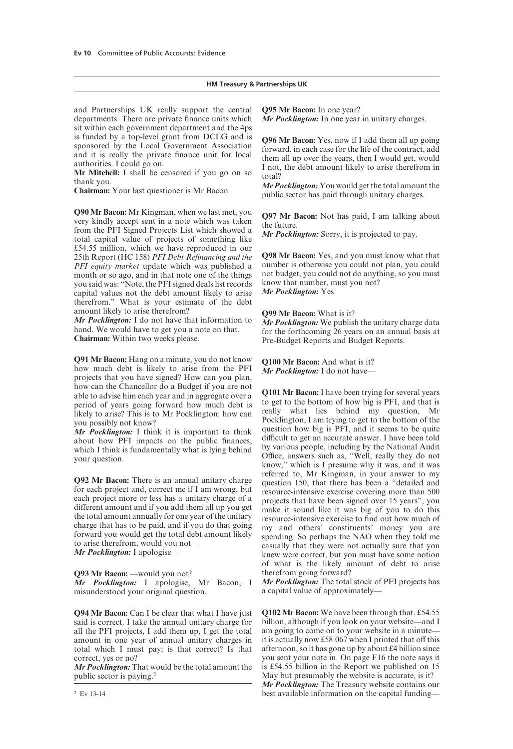and Partnerships UK really support the central departments. There are private finance units which sit within each government department and the 4ps is funded by a top-level grant from DCLG and is sponsored by the Local Government Association and it is really the private finance unit for local authorities. I could go on.

**Mr Mitchell:** I shall be censored if you go on so thank you.

**Chairman:** Your last questioner is Mr Bacon

**Q90 Mr Bacon:** Mr Kingman, when we last met, you very kindly accept sent in a note which was taken from the PFI Signed Projects List which showed a total capital value of projects of something like £54.55 million, which we have reproduced in our 25th Report (HC 158) *PFI Debt Refinancing and the PFI equity market* update which was published a month or so ago, and in that note one of the things you said was: "Note, the PFI signed deals list records capital values not the debt amount likely to arise therefrom." What is your estimate of the debt amount likely to arise therefrom?

***Mr Pocklington:*** I do not have that information to hand. We would have to get you a note on that.

**Chairman:** Within two weeks please.

**Q91 Mr Bacon:** Hang on a minute, you do not know how much debt is likely to arise from the PFI projects that you have signed? How can you plan, how can the Chancellor do a Budget if you are not able to advise him each year and in aggregate over a period of years going forward how much debt is likely to arise? This is to Mr Pocklington: how can you possibly not know?

***Mr Pocklington:*** I think it is important to think about how PFI impacts on the public finances, which I think is fundamentally what is lying behind your question.

**Q92 Mr Bacon:** There is an annual unitary charge for each project and, correct me if I am wrong, but each project more or less has a unitary charge of a different amount and if you add them all up you get the total amount annually for one year of the unitary charge that has to be paid, and if you do that going forward you would get the total debt amount likely to arise therefrom, would you not—

***Mr Pocklington:*** I apologise—

**Q93 Mr Bacon:** —would you not?

***Mr Pocklington:*** I apologise, Mr Bacon, I misunderstood your original question.

**Q94 Mr Bacon:** Can I be clear that what I have just said is correct. I take the annual unitary charge for all the PFI projects, I add them up, I get the total amount in one year of annual unitary charges in total which I must pay; is that correct? Is that correct, yes or no?

***Mr Pocklington:*** That would be the total amount the public sector is paying.[2]

**Q95 Mr Bacon:** In one year?

***Mr Pocklington:*** In one year in unitary charges.

**Q96 Mr Bacon:** Yes, now if I add them all up going forward, in each case for the life of the contract, add them all up over the years, then I would get, would I not, the debt amount likely to arise therefrom in total?

***Mr Pocklington:*** You would get the total amount the public sector has paid through unitary charges.

**Q97 Mr Bacon:** Not has paid, I am talking about the future.

***Mr Pocklington:*** Sorry, it is projected to pay.

**Q98 Mr Bacon:** Yes, and you must know what that number is otherwise you could not plan, you could not budget, you could not do anything, so you must know that number, must you not?

***Mr Pocklington:*** Yes.

**Q99 Mr Bacon:** What is it?

***Mr Pocklington:*** We publish the unitary charge data for the forthcoming 26 years on an annual basis at Pre-Budget Reports and Budget Reports.

**Q100 Mr Bacon:** And what is it?

***Mr Pocklington:*** I do not have—

**Q101 Mr Bacon:** I have been trying for several years to get to the bottom of how big is PFI, and that is really what lies behind my question, Mr Pocklington, I am trying to get to the bottom of the question how big is PFI, and it seems to be quite difficult to get an accurate answer. I have been told by various people, including by the National Audit Office, answers such as, "Well, really they do not know," which is I presume why it was, and it was referred to, Mr Kingman, in your answer to my question 150, that there has been a "detailed and resource-intensive exercise covering more than 500 projects that have been signed over 15 years", you make it sound like it was big of you to do this resource-intensive exercise to find out how much of my and others' constituents' money you are spending. So perhaps the NAO when they told me casually that they were not actually sure that you knew were correct, but you must have some notion of what is the likely amount of debt to arise therefrom going forward?

***Mr Pocklington:*** The total stock of PFI projects has a capital value of approximately—

**Q102 Mr Bacon:** We have been through that. £54.55 billion, although if you look on your website—and I am going to come on to your website in a minute—it is actually now £58.067 when I printed that off this afternoon, so it has gone up by about £4 billion since you sent your note in. On page F16 the note says it is £54.55 billion in the Report we published on 15 May but presumably the website is accurate, is it?

***Mr Pocklington:*** The Treasury website contains our best available information on the capital funding—

[2] Ev 13-14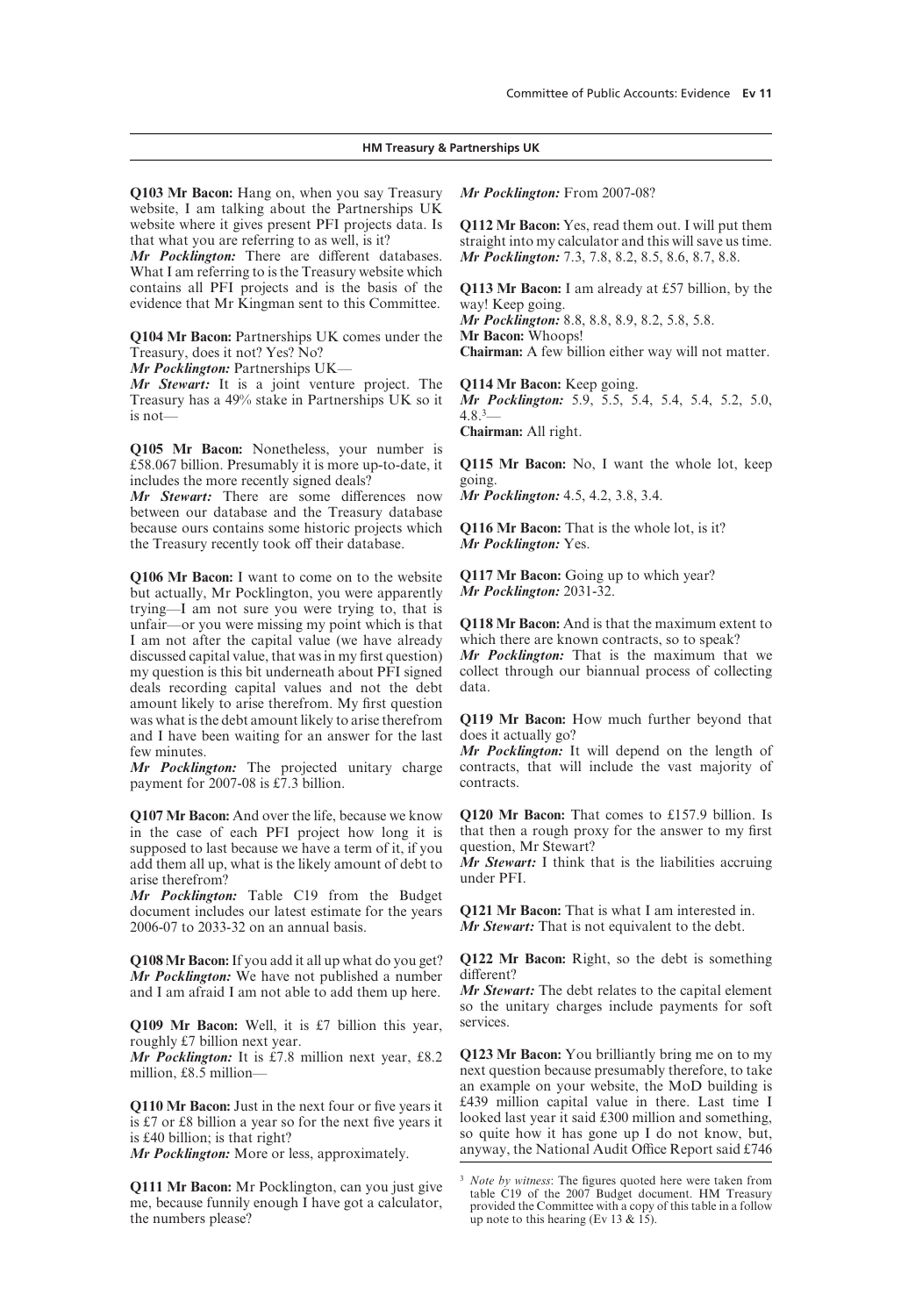**Q103 Mr Bacon:** Hang on, when you say Treasury website, I am talking about the Partnerships UK website where it gives present PFI projects data. Is that what you are referring to as well, is it?

*Mr Pocklington:* There are different databases. What I am referring to is the Treasury website which contains all PFI projects and is the basis of the evidence that Mr Kingman sent to this Committee.

**Q104 Mr Bacon:** Partnerships UK comes under the Treasury, does it not? Yes? No?

*Mr Pocklington:* Partnerships UK—

*Mr Stewart:* It is a joint venture project. The Treasury has a 49% stake in Partnerships UK so it is not—

**Q105 Mr Bacon:** Nonetheless, your number is £58.067 billion. Presumably it is more up-to-date, it includes the more recently signed deals?

*Mr Stewart:* There are some differences now between our database and the Treasury database because ours contains some historic projects which the Treasury recently took off their database.

**Q106 Mr Bacon:** I want to come on to the website but actually, Mr Pocklington, you were apparently trying—I am not sure you were trying to, that is unfair—or you were missing my point which is that I am not after the capital value (we have already discussed capital value, that was in my first question) my question is this bit underneath about PFI signed deals recording capital values and not the debt amount likely to arise therefrom. My first question was what is the debt amount likely to arise therefrom and I have been waiting for an answer for the last few minutes.

*Mr Pocklington:* The projected unitary charge payment for 2007-08 is £7.3 billion.

**Q107 Mr Bacon:** And over the life, because we know in the case of each PFI project how long it is supposed to last because we have a term of it, if you add them all up, what is the likely amount of debt to arise therefrom?

*Mr Pocklington:* Table C19 from the Budget document includes our latest estimate for the years 2006-07 to 2033-32 on an annual basis.

**Q108 Mr Bacon:** If you add it all up what do you get?

*Mr Pocklington:* We have not published a number and I am afraid I am not able to add them up here.

**Q109 Mr Bacon:** Well, it is £7 billion this year, roughly £7 billion next year.

*Mr Pocklington:* It is £7.8 million next year, £8.2 million, £8.5 million—

**Q110 Mr Bacon:** Just in the next four or five years it is £7 or £8 billion a year so for the next five years it is £40 billion; is that right?

*Mr Pocklington:* More or less, approximately.

**Q111 Mr Bacon:** Mr Pocklington, can you just give me, because funnily enough I have got a calculator, the numbers please?

*Mr Pocklington:* From 2007-08?

**Q112 Mr Bacon:** Yes, read them out. I will put them straight into my calculator and this will save us time.

*Mr Pocklington:* 7.3, 7.8, 8.2, 8.5, 8.6, 8.7, 8.8.

**Q113 Mr Bacon:** I am already at £57 billion, by the way! Keep going.

*Mr Pocklington:* 8.8, 8.8, 8.9, 8.2, 5.8, 5.8.

**Mr Bacon:** Whoops!

**Chairman:** A few billion either way will not matter.

**Q114 Mr Bacon:** Keep going.

*Mr Pocklington:* 5.9, 5.5, 5.4, 5.4, 5.4, 5.2, 5.0, 4.8.[3]—

**Chairman:** All right.

**Q115 Mr Bacon:** No, I want the whole lot, keep going.

*Mr Pocklington:* 4.5, 4.2, 3.8, 3.4.

**Q116 Mr Bacon:** That is the whole lot, is it?

*Mr Pocklington:* Yes.

**Q117 Mr Bacon:** Going up to which year?

*Mr Pocklington:* 2031-32.

**Q118 Mr Bacon:** And is that the maximum extent to which there are known contracts, so to speak?

*Mr Pocklington:* That is the maximum that we collect through our biannual process of collecting data.

**Q119 Mr Bacon:** How much further beyond that does it actually go?

*Mr Pocklington:* It will depend on the length of contracts, that will include the vast majority of contracts.

**Q120 Mr Bacon:** That comes to £157.9 billion. Is that then a rough proxy for the answer to my first question, Mr Stewart?

*Mr Stewart:* I think that is the liabilities accruing under PFI.

**Q121 Mr Bacon:** That is what I am interested in.

*Mr Stewart:* That is not equivalent to the debt.

**Q122 Mr Bacon:** Right, so the debt is something different?

*Mr Stewart:* The debt relates to the capital element so the unitary charges include payments for soft services.

**Q123 Mr Bacon:** You brilliantly bring me on to my next question because presumably therefore, to take an example on your website, the MoD building is £439 million capital value in there. Last time I looked last year it said £300 million and something, so quite how it has gone up I do not know, but, anyway, the National Audit Office Report said £746

[3] *Note by witness*: The figures quoted here were taken from table C19 of the 2007 Budget document. HM Treasury provided the Committee with a copy of this table in a follow up note to this hearing (Ev 13 & 15).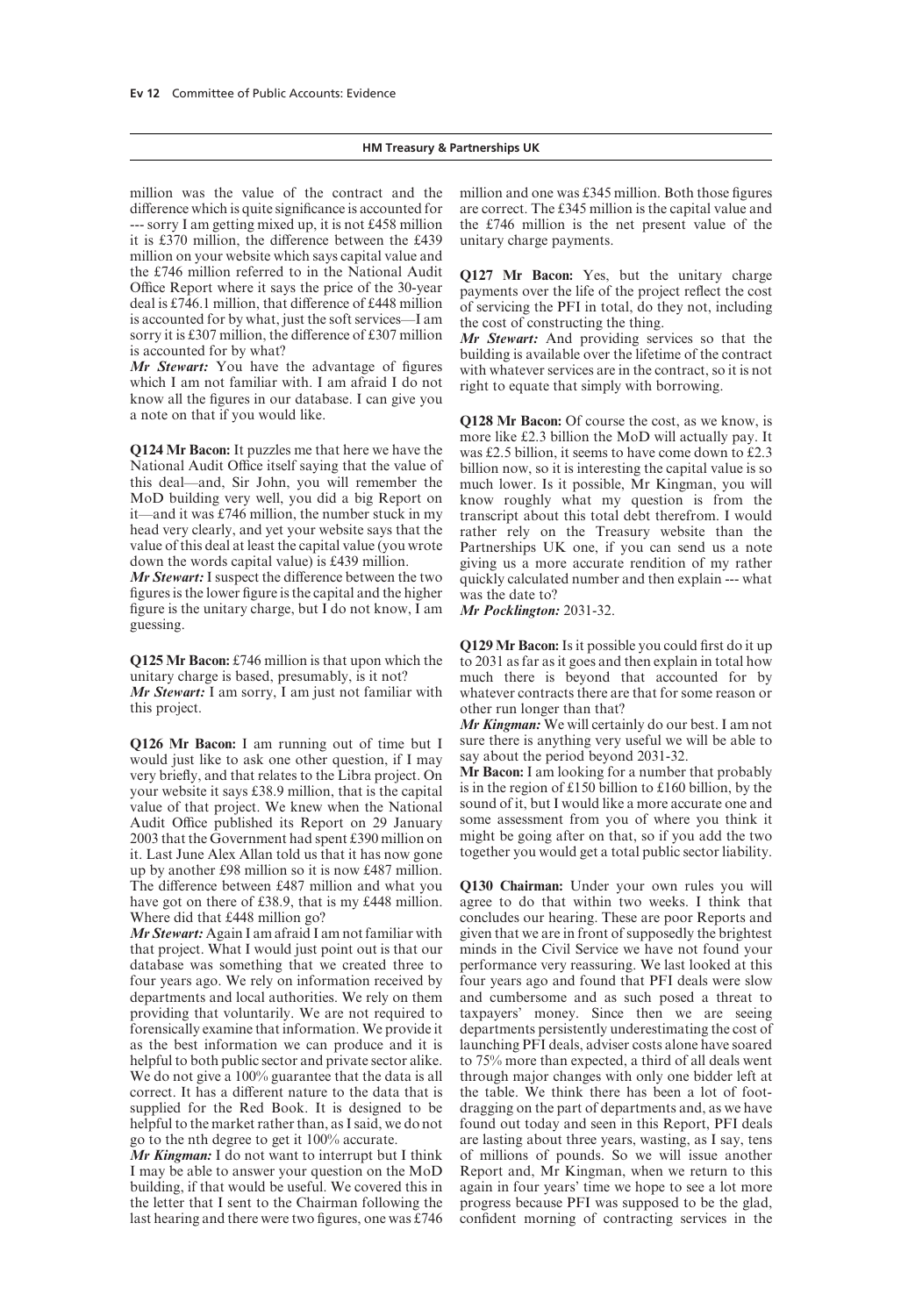million was the value of the contract and the difference which is quite significance is accounted for --- sorry I am getting mixed up, it is not £458 million it is £370 million, the difference between the £439 million on your website which says capital value and the £746 million referred to in the National Audit Office Report where it says the price of the 30-year deal is £746.1 million, that difference of £448 million is accounted for by what, just the soft services—I am sorry it is £307 million, the difference of £307 million is accounted for by what?

***Mr Stewart:*** You have the advantage of figures which I am not familiar with. I am afraid I do not know all the figures in our database. I can give you a note on that if you would like.

**Q124 Mr Bacon:** It puzzles me that here we have the National Audit Office itself saying that the value of this deal—and, Sir John, you will remember the MoD building very well, you did a big Report on it—and it was £746 million, the number stuck in my head very clearly, and yet your website says that the value of this deal at least the capital value (you wrote down the words capital value) is £439 million.

***Mr Stewart:*** I suspect the difference between the two figures is the lower figure is the capital and the higher figure is the unitary charge, but I do not know, I am guessing.

**Q125 Mr Bacon:** £746 million is that upon which the unitary charge is based, presumably, is it not?

***Mr Stewart:*** I am sorry, I am just not familiar with this project.

**Q126 Mr Bacon:** I am running out of time but I would just like to ask one other question, if I may very briefly, and that relates to the Libra project. On your website it says £38.9 million, that is the capital value of that project. We knew when the National Audit Office published its Report on 29 January 2003 that the Government had spent £390 million on it. Last June Alex Allan told us that it has now gone up by another £98 million so it is now £487 million. The difference between £487 million and what you have got on there of £38.9, that is my £448 million. Where did that £448 million go?

***Mr Stewart:*** Again I am afraid I am not familiar with that project. What I would just point out is that our database was something that we created three to four years ago. We rely on information received by departments and local authorities. We rely on them providing that voluntarily. We are not required to forensically examine that information. We provide it as the best information we can produce and it is helpful to both public sector and private sector alike. We do not give a 100% guarantee that the data is all correct. It has a different nature to the data that is supplied for the Red Book. It is designed to be helpful to the market rather than, as I said, we do not go to the nth degree to get it 100% accurate.

***Mr Kingman:*** I do not want to interrupt but I think I may be able to answer your question on the MoD building, if that would be useful. We covered this in the letter that I sent to the Chairman following the last hearing and there were two figures, one was £746 million and one was £345 million. Both those figures are correct. The £345 million is the capital value and the £746 million is the net present value of the unitary charge payments.

**Q127 Mr Bacon:** Yes, but the unitary charge payments over the life of the project reflect the cost of servicing the PFI in total, do they not, including the cost of constructing the thing.

***Mr Stewart:*** And providing services so that the building is available over the lifetime of the contract with whatever services are in the contract, so it is not right to equate that simply with borrowing.

**Q128 Mr Bacon:** Of course the cost, as we know, is more like £2.3 billion the MoD will actually pay. It was £2.5 billion, it seems to have come down to £2.3 billion now, so it is interesting the capital value is so much lower. Is it possible, Mr Kingman, you will know roughly what my question is from the transcript about this total debt therefrom. I would rather rely on the Treasury website than the Partnerships UK one, if you can send us a note giving us a more accurate rendition of my rather quickly calculated number and then explain --- what was the date to?

***Mr Pocklington:*** 2031-32.

**Q129 Mr Bacon:** Is it possible you could first do it up to 2031 as far as it goes and then explain in total how much there is beyond that accounted for by whatever contracts there are that for some reason or other run longer than that?

***Mr Kingman:*** We will certainly do our best. I am not sure there is anything very useful we will be able to say about the period beyond 2031-32.

**Mr Bacon:** I am looking for a number that probably is in the region of £150 billion to £160 billion, by the sound of it, but I would like a more accurate one and some assessment from you of where you think it might be going after on that, so if you add the two together you would get a total public sector liability.

**Q130 Chairman:** Under your own rules you will agree to do that within two weeks. I think that concludes our hearing. These are poor Reports and given that we are in front of supposedly the brightest minds in the Civil Service we have not found your performance very reassuring. We last looked at this four years ago and found that PFI deals were slow and cumbersome and as such posed a threat to taxpayers' money. Since then we are seeing departments persistently underestimating the cost of launching PFI deals, adviser costs alone have soared to 75% more than expected, a third of all deals went through major changes with only one bidder left at the table. We think there has been a lot of foot-dragging on the part of departments and, as we have found out today and seen in this Report, PFI deals are lasting about three years, wasting, as I say, tens of millions of pounds. So we will issue another Report and, Mr Kingman, when we return to this again in four years' time we hope to see a lot more progress because PFI was supposed to be the glad, confident morning of contracting services in the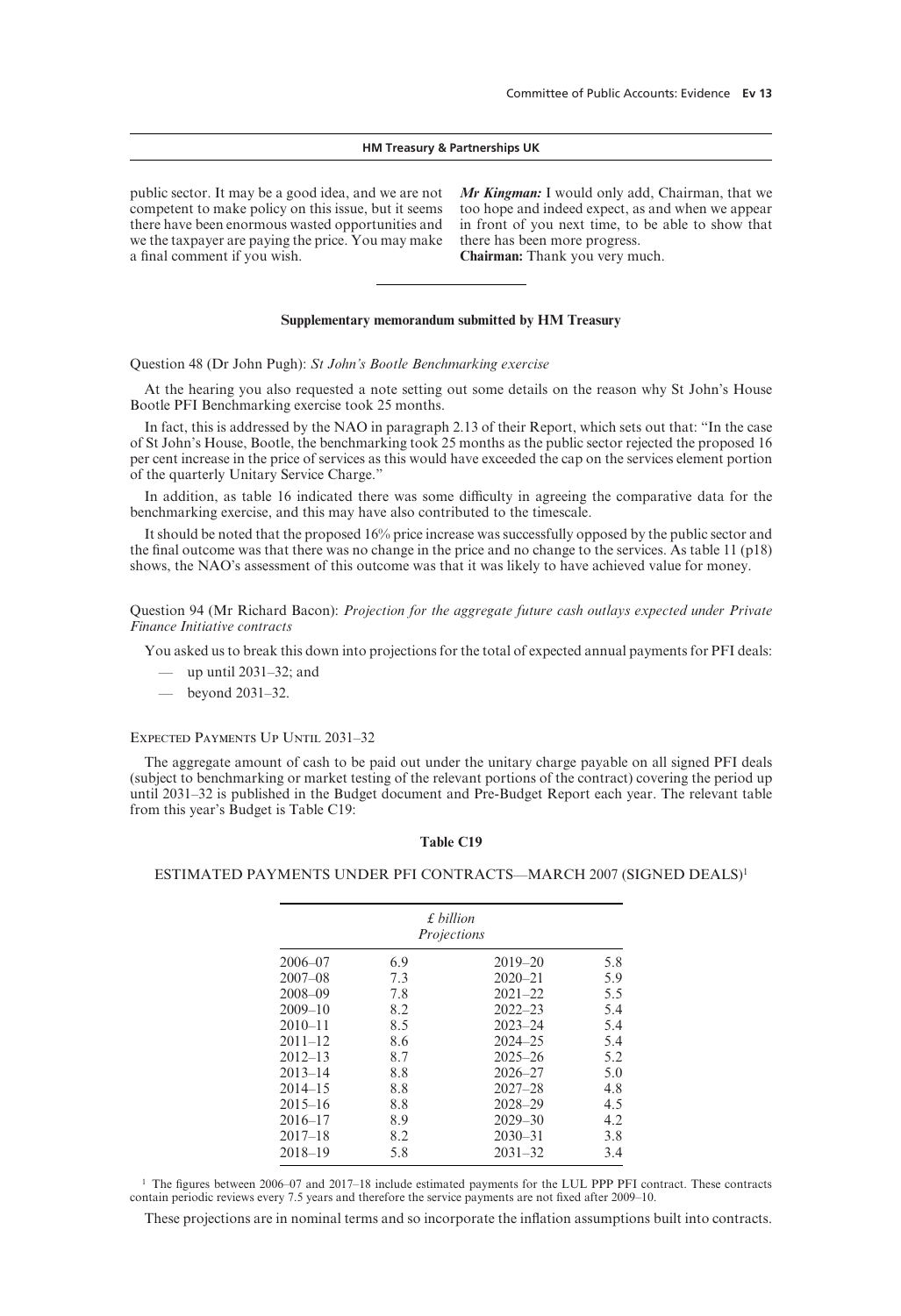public sector. It may be a good idea, and we are not competent to make policy on this issue, but it seems there have been enormous wasted opportunities and we the taxpayer are paying the price. You may make a final comment if you wish.

***Mr Kingman:*** I would only add, Chairman, that we too hope and indeed expect, as and when we appear in front of you next time, to be able to show that there has been more progress.

**Chairman:** Thank you very much.

---

## Supplementary memorandum submitted by HM Treasury

Question 48 (Dr John Pugh): *St John's Bootle Benchmarking exercise*

At the hearing you also requested a note setting out some details on the reason why St John's House Bootle PFI Benchmarking exercise took 25 months.

In fact, this is addressed by the NAO in paragraph 2.13 of their Report, which sets out that: "In the case of St John's House, Bootle, the benchmarking took 25 months as the public sector rejected the proposed 16 per cent increase in the price of services as this would have exceeded the cap on the services element portion of the quarterly Unitary Service Charge."

In addition, as table 16 indicated there was some difficulty in agreeing the comparative data for the benchmarking exercise, and this may have also contributed to the timescale.

It should be noted that the proposed 16% price increase was successfully opposed by the public sector and the final outcome was that there was no change in the price and no change to the services. As table 11 (p18) shows, the NAO's assessment of this outcome was that it was likely to have achieved value for money.

Question 94 (Mr Richard Bacon): *Projection for the aggregate future cash outlays expected under Private Finance Initiative contracts*

You asked us to break this down into projections for the total of expected annual payments for PFI deals:

- up until 2031–32; and
- beyond 2031–32.

### Expected Payments Up Until 2031–32

The aggregate amount of cash to be paid out under the unitary charge payable on all signed PFI deals (subject to benchmarking or market testing of the relevant portions of the contract) covering the period up until 2031–32 is published in the Budget document and Pre-Budget Report each year. The relevant table from this year's Budget is Table C19:

**Table C19**

ESTIMATED PAYMENTS UNDER PFI CONTRACTS—MARCH 2007 (SIGNED DEALS)[1]

| *£ billion Projections* | | | |
|---|---|---|---|
| 2006–07 | 6.9 | 2019–20 | 5.8 |
| 2007–08 | 7.3 | 2020–21 | 5.9 |
| 2008–09 | 7.8 | 2021–22 | 5.5 |
| 2009–10 | 8.2 | 2022–23 | 5.4 |
| 2010–11 | 8.5 | 2023–24 | 5.4 |
| 2011–12 | 8.6 | 2024–25 | 5.4 |
| 2012–13 | 8.7 | 2025–26 | 5.2 |
| 2013–14 | 8.8 | 2026–27 | 5.0 |
| 2014–15 | 8.8 | 2027–28 | 4.8 |
| 2015–16 | 8.8 | 2028–29 | 4.5 |
| 2016–17 | 8.9 | 2029–30 | 4.2 |
| 2017–18 | 8.2 | 2030–31 | 3.8 |
| 2018–19 | 5.8 | 2031–32 | 3.4 |

[1] The figures between 2006–07 and 2017–18 include estimated payments for the LUL PPP PFI contract. These contracts contain periodic reviews every 7.5 years and therefore the service payments are not fixed after 2009–10.

These projections are in nominal terms and so incorporate the inflation assumptions built into contracts.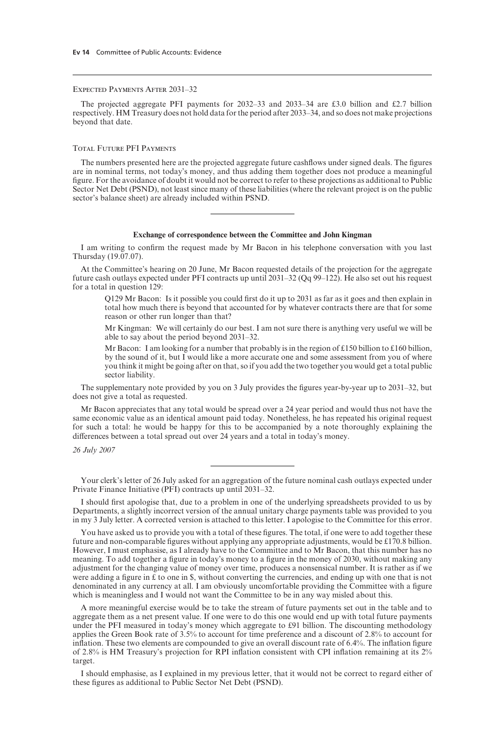### Expected Payments After 2031–32

The projected aggregate PFI payments for 2032–33 and 2033–34 are £3.0 billion and £2.7 billion respectively. HM Treasury does not hold data for the period after 2033–34, and so does not make projections beyond that date.

### Total Future PFI Payments

The numbers presented here are the projected aggregate future cashflows under signed deals. The figures are in nominal terms, not today's money, and thus adding them together does not produce a meaningful figure. For the avoidance of doubt it would not be correct to refer to these projections as additional to Public Sector Net Debt (PSND), not least since many of these liabilities (where the relevant project is on the public sector's balance sheet) are already included within PSND.

---

**Exchange of correspondence between the Committee and John Kingman**

I am writing to confirm the request made by Mr Bacon in his telephone conversation with you last Thursday (19.07.07).

At the Committee's hearing on 20 June, Mr Bacon requested details of the projection for the aggregate future cash outlays expected under PFI contracts up until 2031–32 (Qq 99–122). He also set out his request for a total in question 129:

> Q129 Mr Bacon: Is it possible you could first do it up to 2031 as far as it goes and then explain in total how much there is beyond that accounted for by whatever contracts there are that for some reason or other run longer than that?
>
> Mr Kingman: We will certainly do our best. I am not sure there is anything very useful we will be able to say about the period beyond 2031–32.
>
> Mr Bacon: I am looking for a number that probably is in the region of £150 billion to £160 billion, by the sound of it, but I would like a more accurate one and some assessment from you of where you think it might be going after on that, so if you add the two together you would get a total public sector liability.

The supplementary note provided by you on 3 July provides the figures year-by-year up to 2031–32, but does not give a total as requested.

Mr Bacon appreciates that any total would be spread over a 24 year period and would thus not have the same economic value as an identical amount paid today. Nonetheless, he has repeated his original request for such a total: he would be happy for this to be accompanied by a note thoroughly explaining the differences between a total spread out over 24 years and a total in today's money.

*26 July 2007*

---

Your clerk's letter of 26 July asked for an aggregation of the future nominal cash outlays expected under Private Finance Initiative (PFI) contracts up until 2031–32.

I should first apologise that, due to a problem in one of the underlying spreadsheets provided to us by Departments, a slightly incorrect version of the annual unitary charge payments table was provided to you in my 3 July letter. A corrected version is attached to this letter. I apologise to the Committee for this error.

You have asked us to provide you with a total of these figures. The total, if one were to add together these future and non-comparable figures without applying any appropriate adjustments, would be £170.8 billion. However, I must emphasise, as I already have to the Committee and to Mr Bacon, that this number has no meaning. To add together a figure in today's money to a figure in the money of 2030, without making any adjustment for the changing value of money over time, produces a nonsensical number. It is rather as if we were adding a figure in £ to one in $, without converting the currencies, and ending up with one that is not denominated in any currency at all. I am obviously uncomfortable providing the Committee with a figure which is meaningless and I would not want the Committee to be in any way misled about this.

A more meaningful exercise would be to take the stream of future payments set out in the table and to aggregate them as a net present value. If one were to do this one would end up with total future payments under the PFI measured in today's money which aggregate to £91 billion. The discounting methodology applies the Green Book rate of 3.5% to account for time preference and a discount of 2.8% to account for inflation. These two elements are compounded to give an overall discount rate of 6.4%. The inflation figure of 2.8% is HM Treasury's projection for RPI inflation consistent with CPI inflation remaining at its 2% target.

I should emphasise, as I explained in my previous letter, that it would not be correct to regard either of these figures as additional to Public Sector Net Debt (PSND).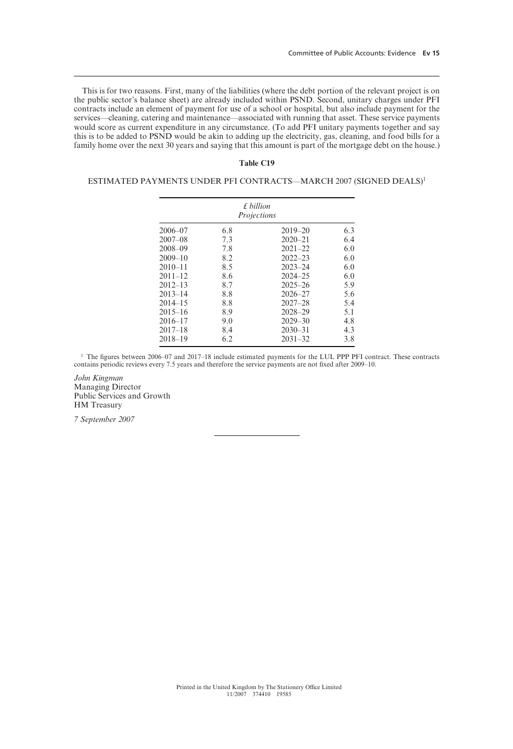This is for two reasons. First, many of the liabilities (where the debt portion of the relevant project is on the public sector's balance sheet) are already included within PSND. Second, unitary charges under PFI contracts include an element of payment for use of a school or hospital, but also include payment for the services—cleaning, catering and maintenance—associated with running that asset. These service payments would score as current expenditure in any circumstance. (To add PFI unitary payments together and say this is to be added to PSND would be akin to adding up the electricity, gas, cleaning, and food bills for a family home over the next 30 years and saying that this amount is part of the mortgage debt on the house.)

**Table C19**

ESTIMATED PAYMENTS UNDER PFI CONTRACTS—MARCH 2007 (SIGNED DEALS)[1]

| *£ billion Projections* | | | |
|---|---|---|---|
| 2006–07 | 6.8 | 2019–20 | 6.3 |
| 2007–08 | 7.3 | 2020–21 | 6.4 |
| 2008–09 | 7.8 | 2021–22 | 6.0 |
| 2009–10 | 8.2 | 2022–23 | 6.0 |
| 2010–11 | 8.5 | 2023–24 | 6.0 |
| 2011–12 | 8.6 | 2024–25 | 6.0 |
| 2012–13 | 8.7 | 2025–26 | 5.9 |
| 2013–14 | 8.8 | 2026–27 | 5.6 |
| 2014–15 | 8.8 | 2027–28 | 5.4 |
| 2015–16 | 8.9 | 2028–29 | 5.1 |
| 2016–17 | 9.0 | 2029–30 | 4.8 |
| 2017–18 | 8.4 | 2030–31 | 4.3 |
| 2018–19 | 6.2 | 2031–32 | 3.8 |

[1] The figures between 2006–07 and 2017–18 include estimated payments for the LUL PPP PFI contract. These contracts contains periodic reviews every 7.5 years and therefore the service payments are not fixed after 2009–10.

*John Kingman*
Managing Director
Public Services and Growth
HM Treasury

*7 September 2007*

Printed in the United Kingdom by The Stationery Office Limited
11/2007 374410 19585